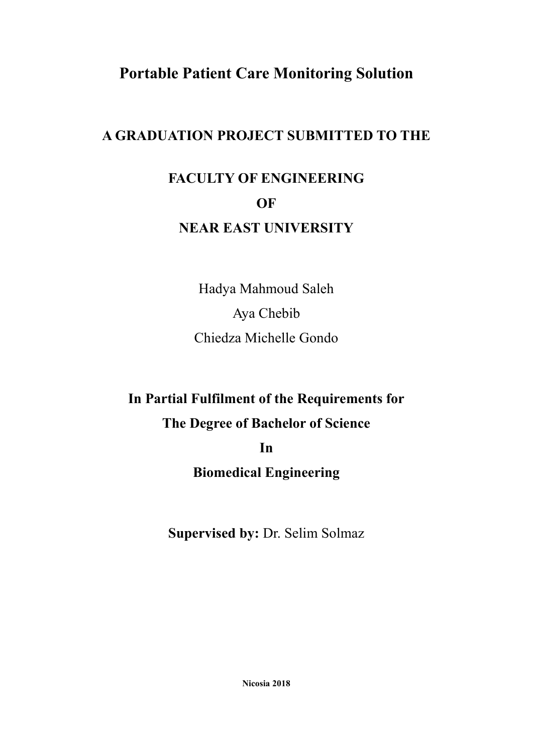# Portable Patient Care Monitoring Solution

**A GRADUATION PROJECT SUBMITTED TO THE**

**FACULTY OF ENGINEERING**

**OF**

**NEAR EAST UNIVERSITY**

Hadya Mahmoud Saleh

Aya Chebib

Chiedza Michelle Gondo

**In Partial Fulfilment of the Requirements for**

**The Degree of Bachelor of Science**

**In**

**Biomedical Engineering**

**Supervised by:** Dr. Selim Solmaz

**Nicosia 2018**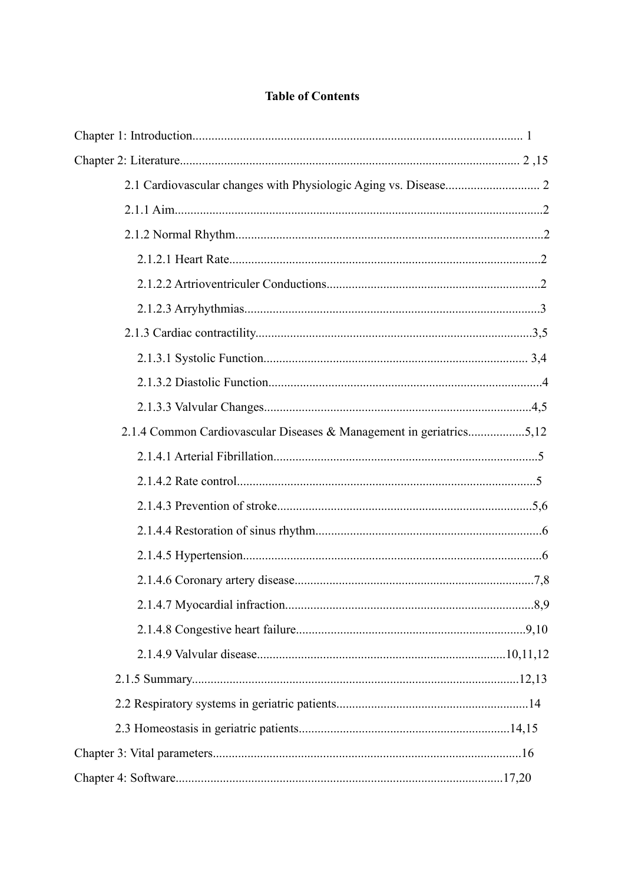# Table of Contents

Chapter 1: Introduction........................................................................................................ 1

Chapter 2: Literature........................................................................................................... 2 ,15

- 2.1 Cardiovascular changes with Physiologic Aging vs. Disease.............................. 2
- 2.1.1 Aim.....................................................................................................................2
- 2.1.2 Normal Rhythm..................................................................................................2
  - 2.1.2.1 Heart Rate...................................................................................................2
  - 2.1.2.2 Artrioventriculer Conductions....................................................................2
  - 2.1.2.3 Arryhythmias..............................................................................................3
- 2.1.3 Cardiac contractility........................................................................................3,5
  - 2.1.3.1 Systolic Function.................................................................................... 3,4
  - 2.1.3.2 Diastolic Function.......................................................................................4
  - 2.1.3.3 Valvular Changes.....................................................................................4,5
- 2.1.4 Common Cardiovascular Diseases & Management in geriatrics..................5,12
  - 2.1.4.1 Arterial Fibrillation....................................................................................5
  - 2.1.4.2 Rate control...............................................................................................5
  - 2.1.4.3 Prevention of stroke.................................................................................5,6
  - 2.1.4.4 Restoration of sinus rhythm........................................................................6
  - 2.1.4.5 Hypertension...............................................................................................6
  - 2.1.4.6 Coronary artery disease............................................................................7,8
  - 2.1.4.7 Myocardial infraction...............................................................................8,9
  - 2.1.4.8 Congestive heart failure.........................................................................9,10
  - 2.1.4.9 Valvular disease...............................................................................10,11,12
- 2.1.5 Summary........................................................................................................12,13
- 2.2 Respiratory systems in geriatric patients.............................................................14
- 2.3 Homeostasis in geriatric patients...................................................................14,15

Chapter 3: Vital parameters..................................................................................................16

Chapter 4: Software........................................................................................................17,20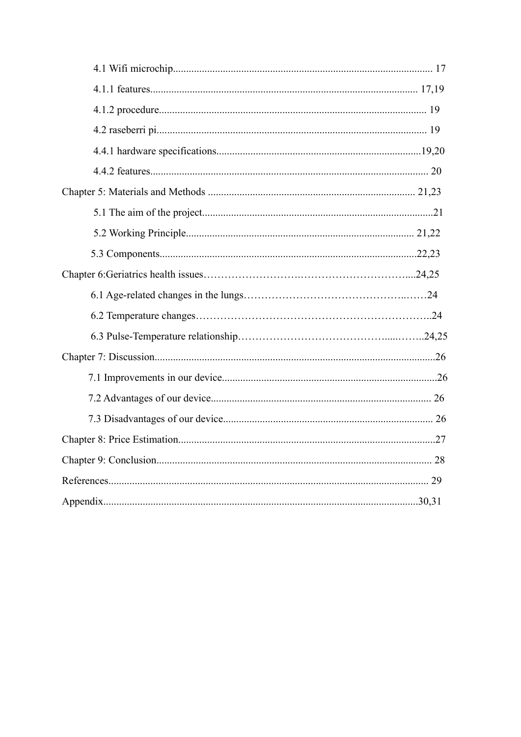4.1 Wifi microchip................................................................................................ 17

4.1.1 features..................................................................................................... 17,19

4.1.2 procedure.................................................................................................... 19

4.2 raseberri pi..................................................................................................... 19

4.4.1 hardware specifications............................................................................19,20

4.4.2 features........................................................................................................ 20

Chapter 5: Materials and Methods ............................................................................ 21,23

5.1 The aim of the project......................................................................................21

5.2 Working Principle...................................................................................... 21,22

5.3 Components..................................................................................................22,23

Chapter 6:Geriatrics health issues……………………….…………………………....24,25

6.1 Age-related changes in the lungs………………………………………..……24

6.2 Temperature changes………………………………………………………..24

6.3 Pulse-Temperature relationship…………………………………......……..24,25

Chapter 7: Discussion..........................................................................................................26

7.1 Improvements in our device.................................................................................26

7.2 Advantages of our device................................................................................... 26

7.3 Disadvantages of our device............................................................................... 26

Chapter 8: Price Estimation..................................................................................................27

Chapter 9: Conclusion........................................................................................................ 28

References.......................................................................................................................... 29

Appendix.........................................................................................................................30,31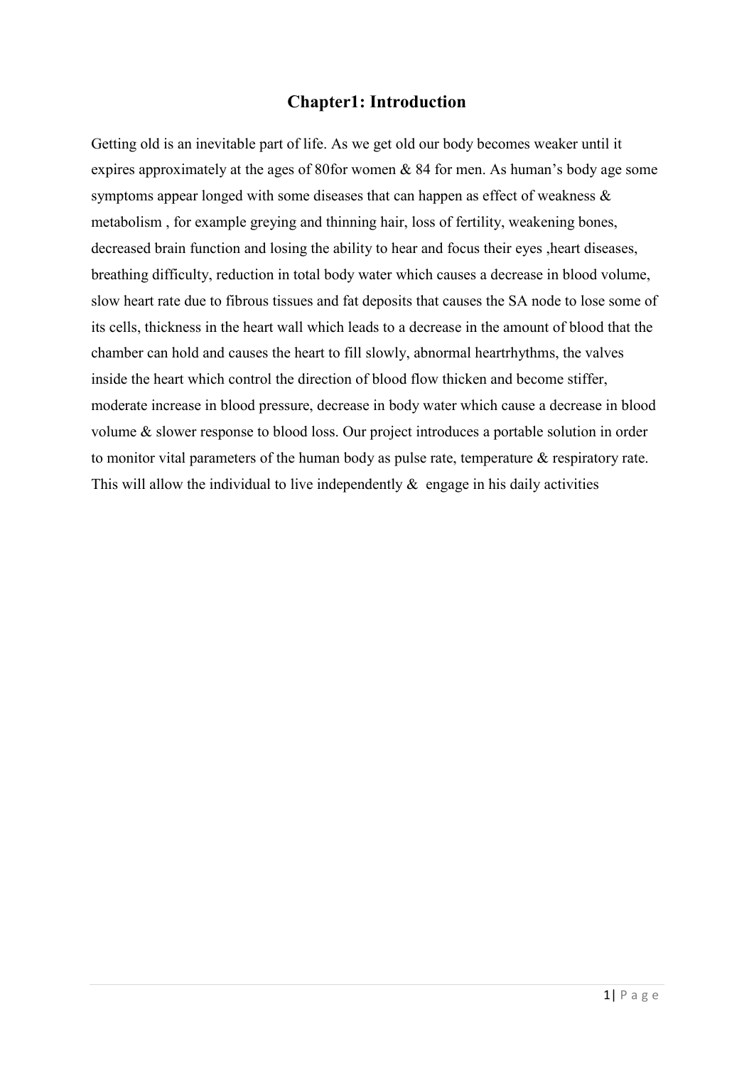# Chapter1: Introduction

Getting old is an inevitable part of life. As we get old our body becomes weaker until it expires approximately at the ages of 80for women & 84 for men. As human's body age some symptoms appear longed with some diseases that can happen as effect of weakness & metabolism , for example greying and thinning hair, loss of fertility, weakening bones, decreased brain function and losing the ability to hear and focus their eyes ,heart diseases, breathing difficulty, reduction in total body water which causes a decrease in blood volume, slow heart rate due to fibrous tissues and fat deposits that causes the SA node to lose some of its cells, thickness in the heart wall which leads to a decrease in the amount of blood that the chamber can hold and causes the heart to fill slowly, abnormal heartrhythms, the valves inside the heart which control the direction of blood flow thicken and become stiffer, moderate increase in blood pressure, decrease in body water which cause a decrease in blood volume & slower response to blood loss. Our project introduces a portable solution in order to monitor vital parameters of the human body as pulse rate, temperature & respiratory rate. This will allow the individual to live independently & engage in his daily activities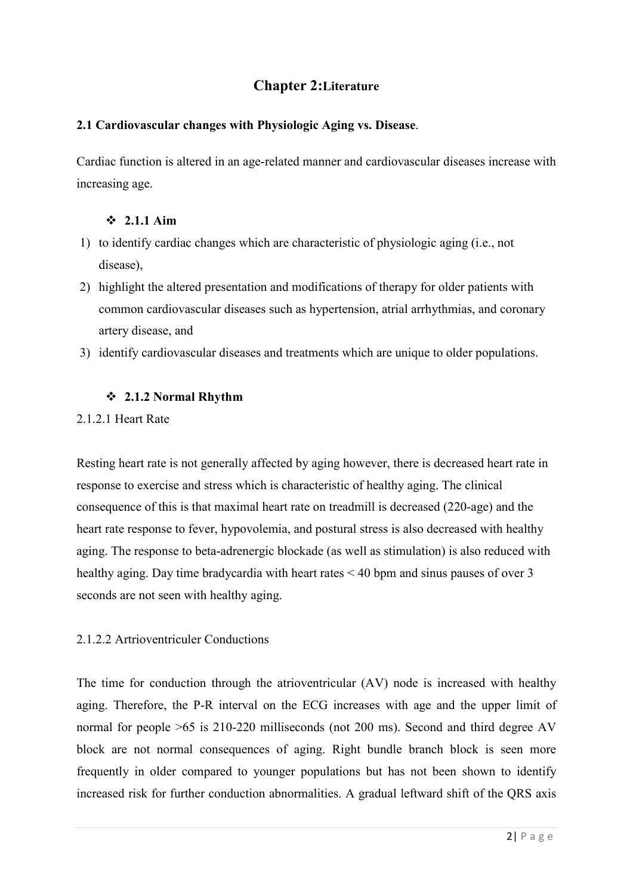# Chapter 2: Literature

## 2.1 Cardiovascular changes with Physiologic Aging vs. Disease.

Cardiac function is altered in an age-related manner and cardiovascular diseases increase with increasing age.

### ❖ 2.1.1 Aim

1) to identify cardiac changes which are characteristic of physiologic aging (i.e., not disease),
2) highlight the altered presentation and modifications of therapy for older patients with common cardiovascular diseases such as hypertension, atrial arrhythmias, and coronary artery disease, and
3) identify cardiovascular diseases and treatments which are unique to older populations.

### ❖ 2.1.2 Normal Rhythm

2.1.2.1 Heart Rate

Resting heart rate is not generally affected by aging however, there is decreased heart rate in response to exercise and stress which is characteristic of healthy aging. The clinical consequence of this is that maximal heart rate on treadmill is decreased (220-age) and the heart rate response to fever, hypovolemia, and postural stress is also decreased with healthy aging. The response to beta-adrenergic blockade (as well as stimulation) is also reduced with healthy aging. Day time bradycardia with heart rates < 40 bpm and sinus pauses of over 3 seconds are not seen with healthy aging.

2.1.2.2 Artrioventriculer Conductions

The time for conduction through the atrioventricular (AV) node is increased with healthy aging. Therefore, the P-R interval on the ECG increases with age and the upper limit of normal for people >65 is 210-220 milliseconds (not 200 ms). Second and third degree AV block are not normal consequences of aging. Right bundle branch block is seen more frequently in older compared to younger populations but has not been shown to identify increased risk for further conduction abnormalities. A gradual leftward shift of the QRS axis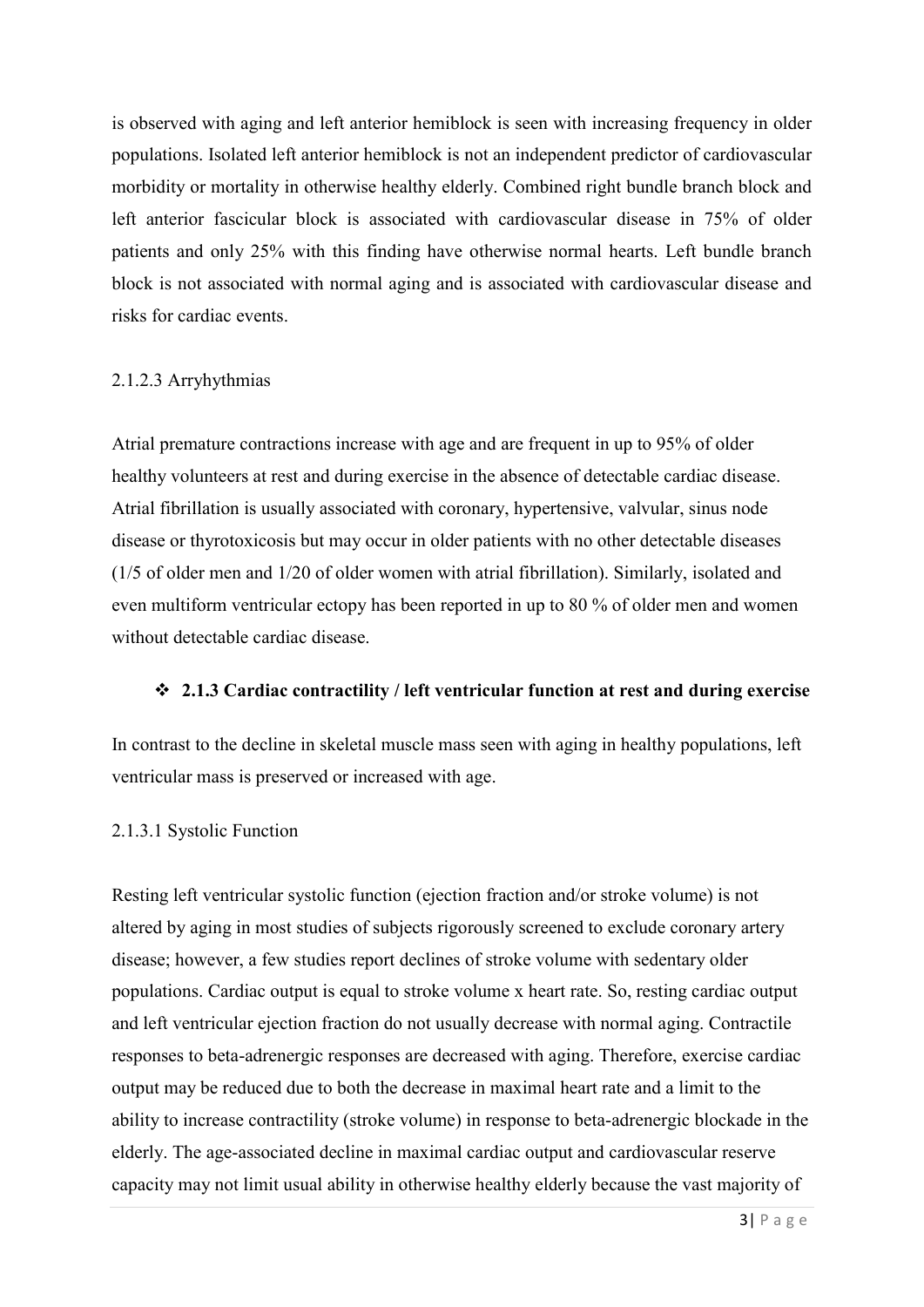is observed with aging and left anterior hemiblock is seen with increasing frequency in older populations. Isolated left anterior hemiblock is not an independent predictor of cardiovascular morbidity or mortality in otherwise healthy elderly. Combined right bundle branch block and left anterior fascicular block is associated with cardiovascular disease in 75% of older patients and only 25% with this finding have otherwise normal hearts. Left bundle branch block is not associated with normal aging and is associated with cardiovascular disease and risks for cardiac events.

2.1.2.3 Arryhythmias

Atrial premature contractions increase with age and are frequent in up to 95% of older healthy volunteers at rest and during exercise in the absence of detectable cardiac disease. Atrial fibrillation is usually associated with coronary, hypertensive, valvular, sinus node disease or thyrotoxicosis but may occur in older patients with no other detectable diseases (1/5 of older men and 1/20 of older women with atrial fibrillation). Similarly, isolated and even multiform ventricular ectopy has been reported in up to 80 % of older men and women without detectable cardiac disease.

### ❖ 2.1.3 Cardiac contractility / left ventricular function at rest and during exercise

In contrast to the decline in skeletal muscle mass seen with aging in healthy populations, left ventricular mass is preserved or increased with age.

2.1.3.1 Systolic Function

Resting left ventricular systolic function (ejection fraction and/or stroke volume) is not altered by aging in most studies of subjects rigorously screened to exclude coronary artery disease; however, a few studies report declines of stroke volume with sedentary older populations. Cardiac output is equal to stroke volume x heart rate. So, resting cardiac output and left ventricular ejection fraction do not usually decrease with normal aging. Contractile responses to beta-adrenergic responses are decreased with aging. Therefore, exercise cardiac output may be reduced due to both the decrease in maximal heart rate and a limit to the ability to increase contractility (stroke volume) in response to beta-adrenergic blockade in the elderly. The age-associated decline in maximal cardiac output and cardiovascular reserve capacity may not limit usual ability in otherwise healthy elderly because the vast majority of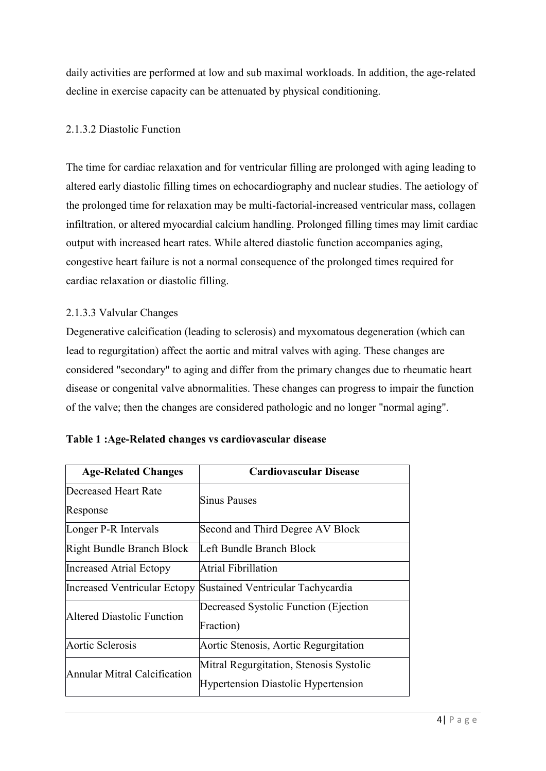daily activities are performed at low and sub maximal workloads. In addition, the age-related decline in exercise capacity can be attenuated by physical conditioning.

#### 2.1.3.2 Diastolic Function

The time for cardiac relaxation and for ventricular filling are prolonged with aging leading to altered early diastolic filling times on echocardiography and nuclear studies. The aetiology of the prolonged time for relaxation may be multi-factorial-increased ventricular mass, collagen infiltration, or altered myocardial calcium handling. Prolonged filling times may limit cardiac output with increased heart rates. While altered diastolic function accompanies aging, congestive heart failure is not a normal consequence of the prolonged times required for cardiac relaxation or diastolic filling.

#### 2.1.3.3 Valvular Changes

Degenerative calcification (leading to sclerosis) and myxomatous degeneration (which can lead to regurgitation) affect the aortic and mitral valves with aging. These changes are considered "secondary" to aging and differ from the primary changes due to rheumatic heart disease or congenital valve abnormalities. These changes can progress to impair the function of the valve; then the changes are considered pathologic and no longer "normal aging".

**Table 1 :Age-Related changes vs cardiovascular disease**

| Age-Related Changes | Cardiovascular Disease |
| --- | --- |
| Decreased Heart Rate Response | Sinus Pauses |
| Longer P-R Intervals | Second and Third Degree AV Block |
| Right Bundle Branch Block | Left Bundle Branch Block |
| Increased Atrial Ectopy | Atrial Fibrillation |
| Increased Ventricular Ectopy | Sustained Ventricular Tachycardia |
| Altered Diastolic Function | Decreased Systolic Function (Ejection Fraction) |
| Aortic Sclerosis | Aortic Stenosis, Aortic Regurgitation |
| Annular Mitral Calcification | Mitral Regurgitation, Stenosis Systolic Hypertension Diastolic Hypertension |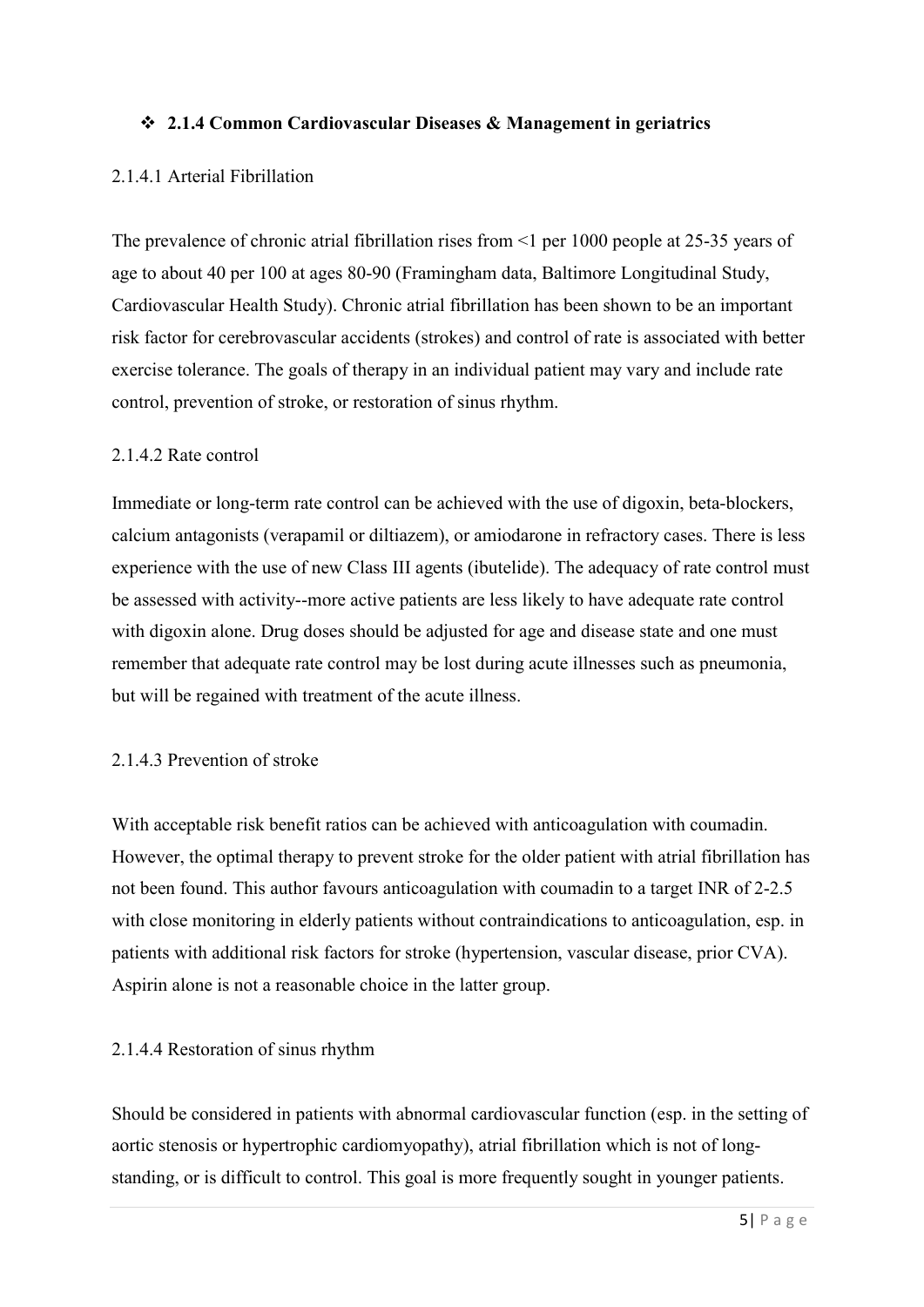### ❖ 2.1.4 Common Cardiovascular Diseases & Management in geriatrics

2.1.4.1 Arterial Fibrillation

The prevalence of chronic atrial fibrillation rises from <1 per 1000 people at 25-35 years of age to about 40 per 100 at ages 80-90 (Framingham data, Baltimore Longitudinal Study, Cardiovascular Health Study). Chronic atrial fibrillation has been shown to be an important risk factor for cerebrovascular accidents (strokes) and control of rate is associated with better exercise tolerance. The goals of therapy in an individual patient may vary and include rate control, prevention of stroke, or restoration of sinus rhythm.

2.1.4.2 Rate control

Immediate or long-term rate control can be achieved with the use of digoxin, beta-blockers, calcium antagonists (verapamil or diltiazem), or amiodarone in refractory cases. There is less experience with the use of new Class III agents (ibutelide). The adequacy of rate control must be assessed with activity--more active patients are less likely to have adequate rate control with digoxin alone. Drug doses should be adjusted for age and disease state and one must remember that adequate rate control may be lost during acute illnesses such as pneumonia, but will be regained with treatment of the acute illness.

2.1.4.3 Prevention of stroke

With acceptable risk benefit ratios can be achieved with anticoagulation with coumadin. However, the optimal therapy to prevent stroke for the older patient with atrial fibrillation has not been found. This author favours anticoagulation with coumadin to a target INR of 2-2.5 with close monitoring in elderly patients without contraindications to anticoagulation, esp. in patients with additional risk factors for stroke (hypertension, vascular disease, prior CVA). Aspirin alone is not a reasonable choice in the latter group.

2.1.4.4 Restoration of sinus rhythm

Should be considered in patients with abnormal cardiovascular function (esp. in the setting of aortic stenosis or hypertrophic cardiomyopathy), atrial fibrillation which is not of long-standing, or is difficult to control. This goal is more frequently sought in younger patients.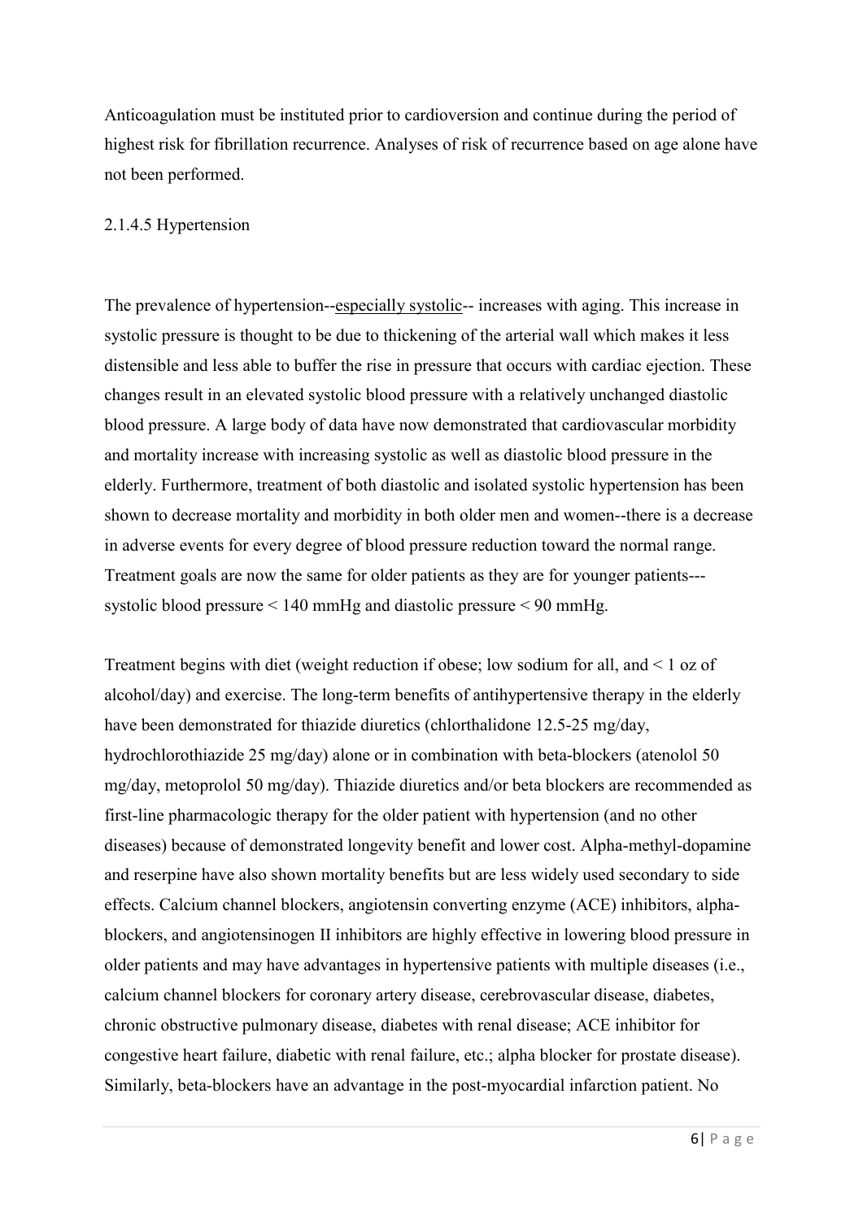Anticoagulation must be instituted prior to cardioversion and continue during the period of highest risk for fibrillation recurrence. Analyses of risk of recurrence based on age alone have not been performed.

### 2.1.4.5 Hypertension

The prevalence of hypertension--especially systolic-- increases with aging. This increase in systolic pressure is thought to be due to thickening of the arterial wall which makes it less distensible and less able to buffer the rise in pressure that occurs with cardiac ejection. These changes result in an elevated systolic blood pressure with a relatively unchanged diastolic blood pressure. A large body of data have now demonstrated that cardiovascular morbidity and mortality increase with increasing systolic as well as diastolic blood pressure in the elderly. Furthermore, treatment of both diastolic and isolated systolic hypertension has been shown to decrease mortality and morbidity in both older men and women--there is a decrease in adverse events for every degree of blood pressure reduction toward the normal range. Treatment goals are now the same for older patients as they are for younger patients---systolic blood pressure < 140 mmHg and diastolic pressure < 90 mmHg.

Treatment begins with diet (weight reduction if obese; low sodium for all, and < 1 oz of alcohol/day) and exercise. The long-term benefits of antihypertensive therapy in the elderly have been demonstrated for thiazide diuretics (chlorthalidone 12.5-25 mg/day, hydrochlorothiazide 25 mg/day) alone or in combination with beta-blockers (atenolol 50 mg/day, metoprolol 50 mg/day). Thiazide diuretics and/or beta blockers are recommended as first-line pharmacologic therapy for the older patient with hypertension (and no other diseases) because of demonstrated longevity benefit and lower cost. Alpha-methyl-dopamine and reserpine have also shown mortality benefits but are less widely used secondary to side effects. Calcium channel blockers, angiotensin converting enzyme (ACE) inhibitors, alpha-blockers, and angiotensinogen II inhibitors are highly effective in lowering blood pressure in older patients and may have advantages in hypertensive patients with multiple diseases (i.e., calcium channel blockers for coronary artery disease, cerebrovascular disease, diabetes, chronic obstructive pulmonary disease, diabetes with renal disease; ACE inhibitor for congestive heart failure, diabetic with renal failure, etc.; alpha blocker for prostate disease). Similarly, beta-blockers have an advantage in the post-myocardial infarction patient. No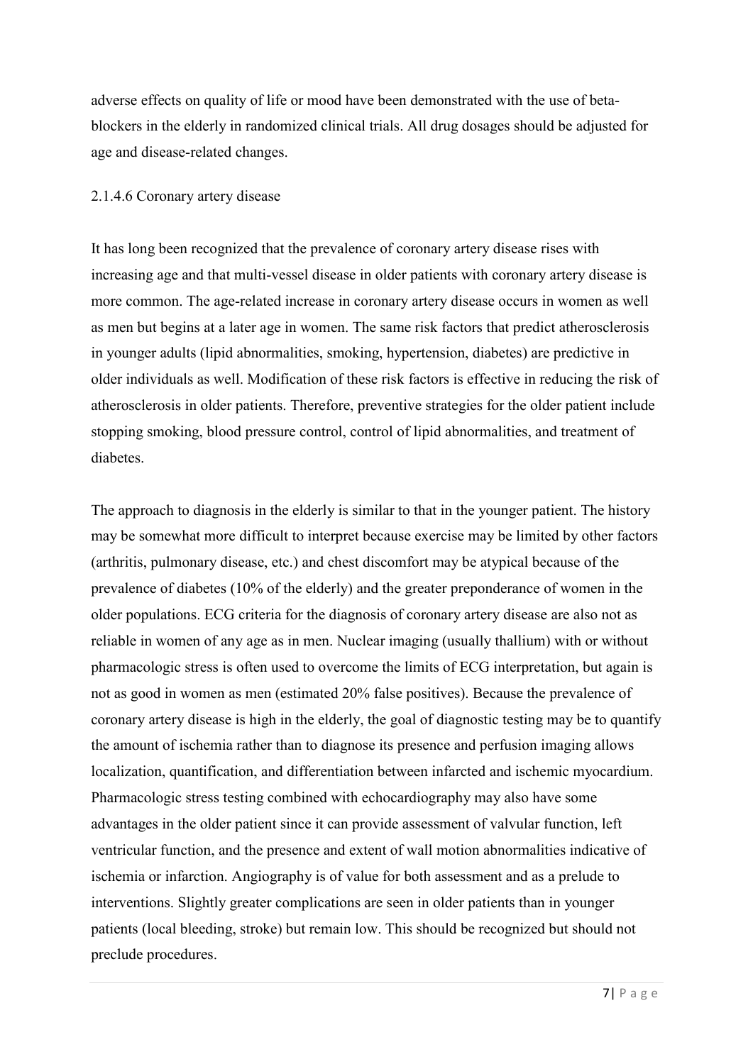adverse effects on quality of life or mood have been demonstrated with the use of beta-blockers in the elderly in randomized clinical trials. All drug dosages should be adjusted for age and disease-related changes.

#### 2.1.4.6 Coronary artery disease

It has long been recognized that the prevalence of coronary artery disease rises with increasing age and that multi-vessel disease in older patients with coronary artery disease is more common. The age-related increase in coronary artery disease occurs in women as well as men but begins at a later age in women. The same risk factors that predict atherosclerosis in younger adults (lipid abnormalities, smoking, hypertension, diabetes) are predictive in older individuals as well. Modification of these risk factors is effective in reducing the risk of atherosclerosis in older patients. Therefore, preventive strategies for the older patient include stopping smoking, blood pressure control, control of lipid abnormalities, and treatment of diabetes.

The approach to diagnosis in the elderly is similar to that in the younger patient. The history may be somewhat more difficult to interpret because exercise may be limited by other factors (arthritis, pulmonary disease, etc.) and chest discomfort may be atypical because of the prevalence of diabetes (10% of the elderly) and the greater preponderance of women in the older populations. ECG criteria for the diagnosis of coronary artery disease are also not as reliable in women of any age as in men. Nuclear imaging (usually thallium) with or without pharmacologic stress is often used to overcome the limits of ECG interpretation, but again is not as good in women as men (estimated 20% false positives). Because the prevalence of coronary artery disease is high in the elderly, the goal of diagnostic testing may be to quantify the amount of ischemia rather than to diagnose its presence and perfusion imaging allows localization, quantification, and differentiation between infarcted and ischemic myocardium. Pharmacologic stress testing combined with echocardiography may also have some advantages in the older patient since it can provide assessment of valvular function, left ventricular function, and the presence and extent of wall motion abnormalities indicative of ischemia or infarction. Angiography is of value for both assessment and as a prelude to interventions. Slightly greater complications are seen in older patients than in younger patients (local bleeding, stroke) but remain low. This should be recognized but should not preclude procedures.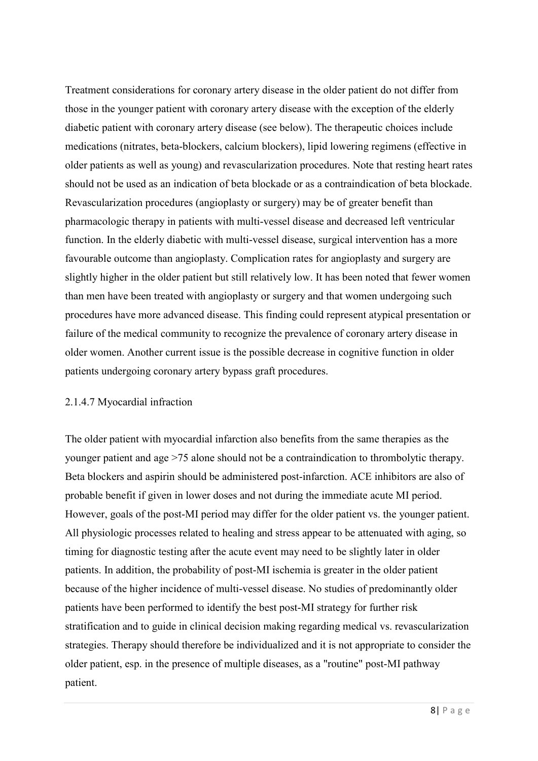Treatment considerations for coronary artery disease in the older patient do not differ from those in the younger patient with coronary artery disease with the exception of the elderly diabetic patient with coronary artery disease (see below). The therapeutic choices include medications (nitrates, beta-blockers, calcium blockers), lipid lowering regimens (effective in older patients as well as young) and revascularization procedures. Note that resting heart rates should not be used as an indication of beta blockade or as a contraindication of beta blockade. Revascularization procedures (angioplasty or surgery) may be of greater benefit than pharmacologic therapy in patients with multi-vessel disease and decreased left ventricular function. In the elderly diabetic with multi-vessel disease, surgical intervention has a more favourable outcome than angioplasty. Complication rates for angioplasty and surgery are slightly higher in the older patient but still relatively low. It has been noted that fewer women than men have been treated with angioplasty or surgery and that women undergoing such procedures have more advanced disease. This finding could represent atypical presentation or failure of the medical community to recognize the prevalence of coronary artery disease in older women. Another current issue is the possible decrease in cognitive function in older patients undergoing coronary artery bypass graft procedures.

#### 2.1.4.7 Myocardial infraction

The older patient with myocardial infarction also benefits from the same therapies as the younger patient and age >75 alone should not be a contraindication to thrombolytic therapy. Beta blockers and aspirin should be administered post-infarction. ACE inhibitors are also of probable benefit if given in lower doses and not during the immediate acute MI period. However, goals of the post-MI period may differ for the older patient vs. the younger patient. All physiologic processes related to healing and stress appear to be attenuated with aging, so timing for diagnostic testing after the acute event may need to be slightly later in older patients. In addition, the probability of post-MI ischemia is greater in the older patient because of the higher incidence of multi-vessel disease. No studies of predominantly older patients have been performed to identify the best post-MI strategy for further risk stratification and to guide in clinical decision making regarding medical vs. revascularization strategies. Therapy should therefore be individualized and it is not appropriate to consider the older patient, esp. in the presence of multiple diseases, as a "routine" post-MI pathway patient.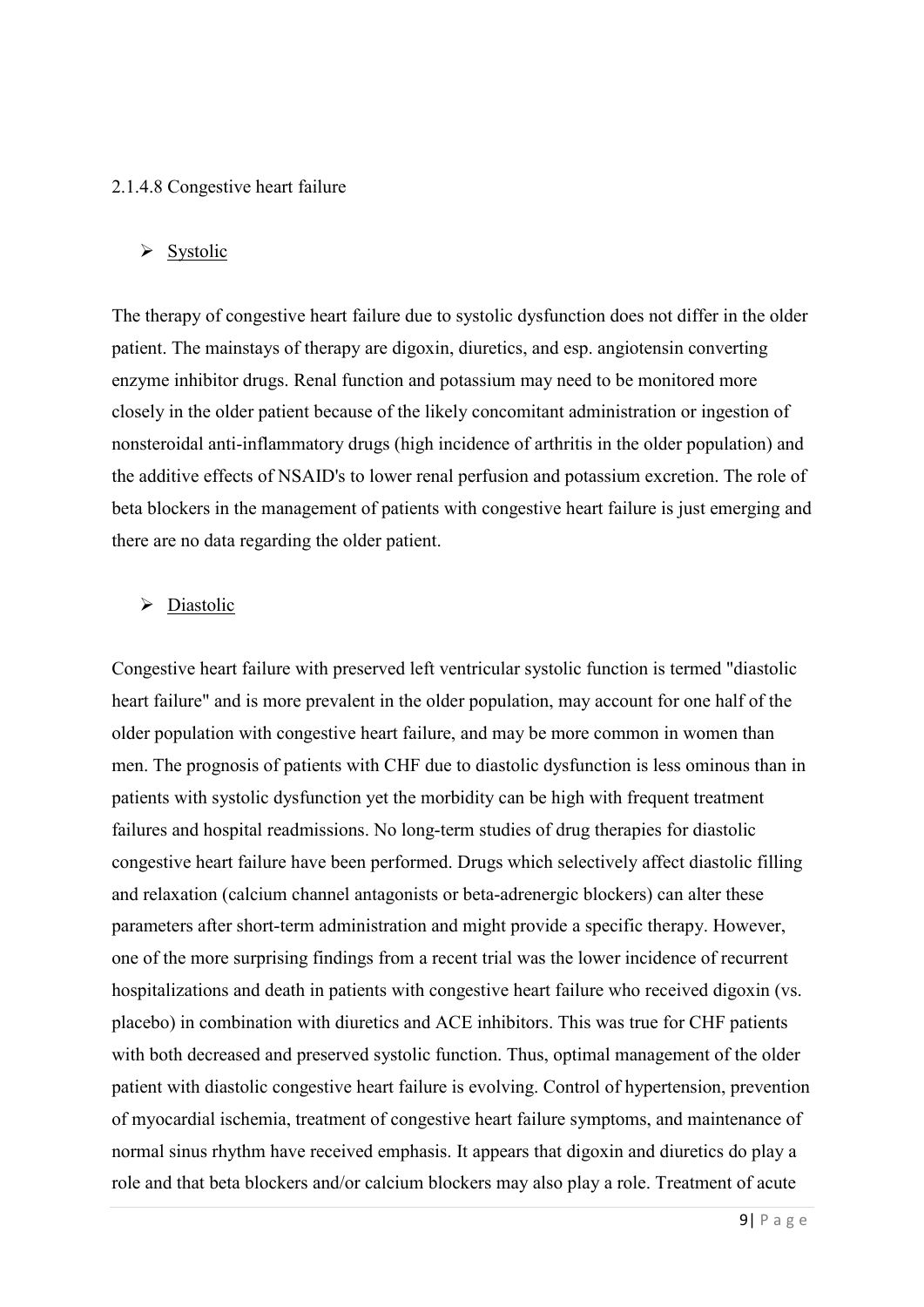#### 2.1.4.8 Congestive heart failure

- Systolic

The therapy of congestive heart failure due to systolic dysfunction does not differ in the older patient. The mainstays of therapy are digoxin, diuretics, and esp. angiotensin converting enzyme inhibitor drugs. Renal function and potassium may need to be monitored more closely in the older patient because of the likely concomitant administration or ingestion of nonsteroidal anti-inflammatory drugs (high incidence of arthritis in the older population) and the additive effects of NSAID's to lower renal perfusion and potassium excretion. The role of beta blockers in the management of patients with congestive heart failure is just emerging and there are no data regarding the older patient.

- Diastolic

Congestive heart failure with preserved left ventricular systolic function is termed "diastolic heart failure" and is more prevalent in the older population, may account for one half of the older population with congestive heart failure, and may be more common in women than men. The prognosis of patients with CHF due to diastolic dysfunction is less ominous than in patients with systolic dysfunction yet the morbidity can be high with frequent treatment failures and hospital readmissions. No long-term studies of drug therapies for diastolic congestive heart failure have been performed. Drugs which selectively affect diastolic filling and relaxation (calcium channel antagonists or beta-adrenergic blockers) can alter these parameters after short-term administration and might provide a specific therapy. However, one of the more surprising findings from a recent trial was the lower incidence of recurrent hospitalizations and death in patients with congestive heart failure who received digoxin (vs. placebo) in combination with diuretics and ACE inhibitors. This was true for CHF patients with both decreased and preserved systolic function. Thus, optimal management of the older patient with diastolic congestive heart failure is evolving. Control of hypertension, prevention of myocardial ischemia, treatment of congestive heart failure symptoms, and maintenance of normal sinus rhythm have received emphasis. It appears that digoxin and diuretics do play a role and that beta blockers and/or calcium blockers may also play a role. Treatment of acute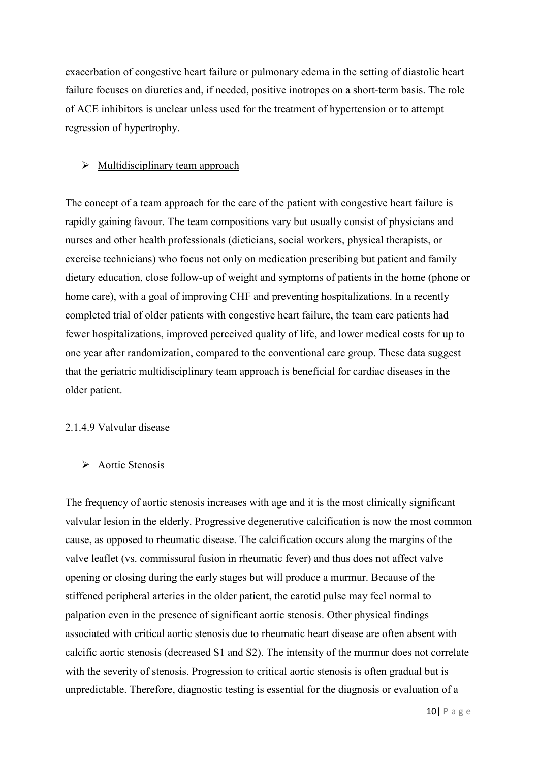exacerbation of congestive heart failure or pulmonary edema in the setting of diastolic heart failure focuses on diuretics and, if needed, positive inotropes on a short-term basis. The role of ACE inhibitors is unclear unless used for the treatment of hypertension or to attempt regression of hypertrophy.

- Multidisciplinary team approach

The concept of a team approach for the care of the patient with congestive heart failure is rapidly gaining favour. The team compositions vary but usually consist of physicians and nurses and other health professionals (dieticians, social workers, physical therapists, or exercise technicians) who focus not only on medication prescribing but patient and family dietary education, close follow-up of weight and symptoms of patients in the home (phone or home care), with a goal of improving CHF and preventing hospitalizations. In a recently completed trial of older patients with congestive heart failure, the team care patients had fewer hospitalizations, improved perceived quality of life, and lower medical costs for up to one year after randomization, compared to the conventional care group. These data suggest that the geriatric multidisciplinary team approach is beneficial for cardiac diseases in the older patient.

2.1.4.9 Valvular disease

- Aortic Stenosis

The frequency of aortic stenosis increases with age and it is the most clinically significant valvular lesion in the elderly. Progressive degenerative calcification is now the most common cause, as opposed to rheumatic disease. The calcification occurs along the margins of the valve leaflet (vs. commissural fusion in rheumatic fever) and thus does not affect valve opening or closing during the early stages but will produce a murmur. Because of the stiffened peripheral arteries in the older patient, the carotid pulse may feel normal to palpation even in the presence of significant aortic stenosis. Other physical findings associated with critical aortic stenosis due to rheumatic heart disease are often absent with calcific aortic stenosis (decreased S1 and S2). The intensity of the murmur does not correlate with the severity of stenosis. Progression to critical aortic stenosis is often gradual but is unpredictable. Therefore, diagnostic testing is essential for the diagnosis or evaluation of a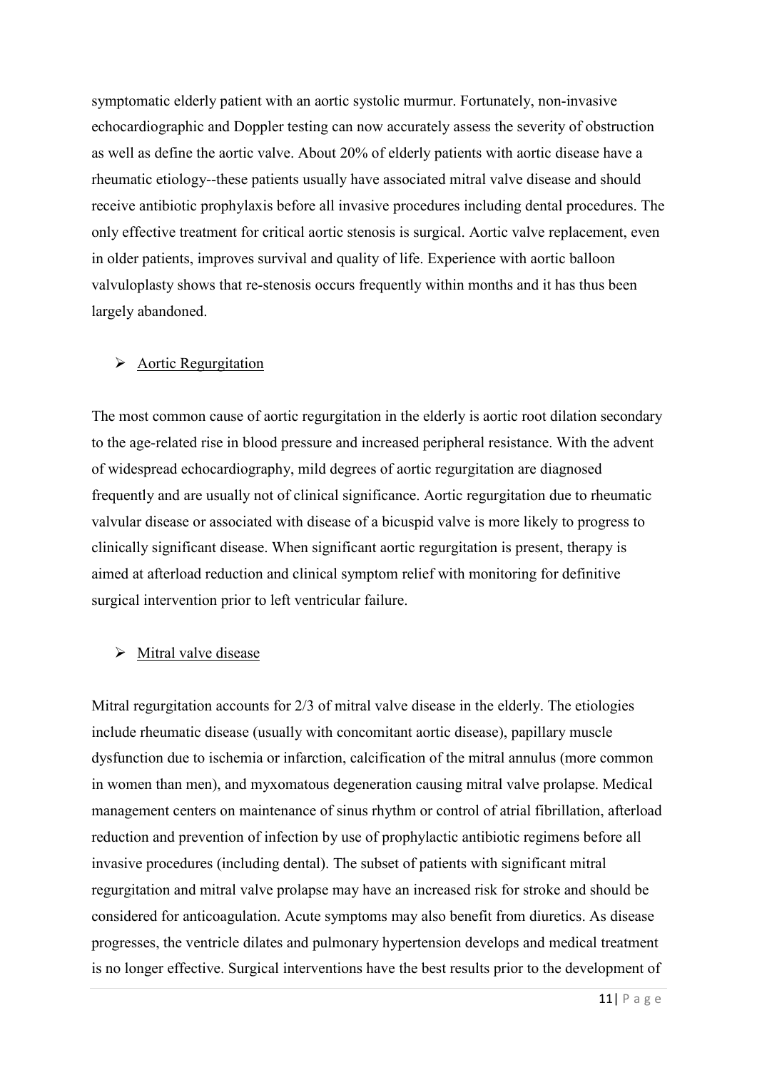symptomatic elderly patient with an aortic systolic murmur. Fortunately, non-invasive echocardiographic and Doppler testing can now accurately assess the severity of obstruction as well as define the aortic valve. About 20% of elderly patients with aortic disease have a rheumatic etiology--these patients usually have associated mitral valve disease and should receive antibiotic prophylaxis before all invasive procedures including dental procedures. The only effective treatment for critical aortic stenosis is surgical. Aortic valve replacement, even in older patients, improves survival and quality of life. Experience with aortic balloon valvuloplasty shows that re-stenosis occurs frequently within months and it has thus been largely abandoned.

- <u>Aortic Regurgitation</u>

The most common cause of aortic regurgitation in the elderly is aortic root dilation secondary to the age-related rise in blood pressure and increased peripheral resistance. With the advent of widespread echocardiography, mild degrees of aortic regurgitation are diagnosed frequently and are usually not of clinical significance. Aortic regurgitation due to rheumatic valvular disease or associated with disease of a bicuspid valve is more likely to progress to clinically significant disease. When significant aortic regurgitation is present, therapy is aimed at afterload reduction and clinical symptom relief with monitoring for definitive surgical intervention prior to left ventricular failure.

- <u>Mitral valve disease</u>

Mitral regurgitation accounts for 2/3 of mitral valve disease in the elderly. The etiologies include rheumatic disease (usually with concomitant aortic disease), papillary muscle dysfunction due to ischemia or infarction, calcification of the mitral annulus (more common in women than men), and myxomatous degeneration causing mitral valve prolapse. Medical management centers on maintenance of sinus rhythm or control of atrial fibrillation, afterload reduction and prevention of infection by use of prophylactic antibiotic regimens before all invasive procedures (including dental). The subset of patients with significant mitral regurgitation and mitral valve prolapse may have an increased risk for stroke and should be considered for anticoagulation. Acute symptoms may also benefit from diuretics. As disease progresses, the ventricle dilates and pulmonary hypertension develops and medical treatment is no longer effective. Surgical interventions have the best results prior to the development of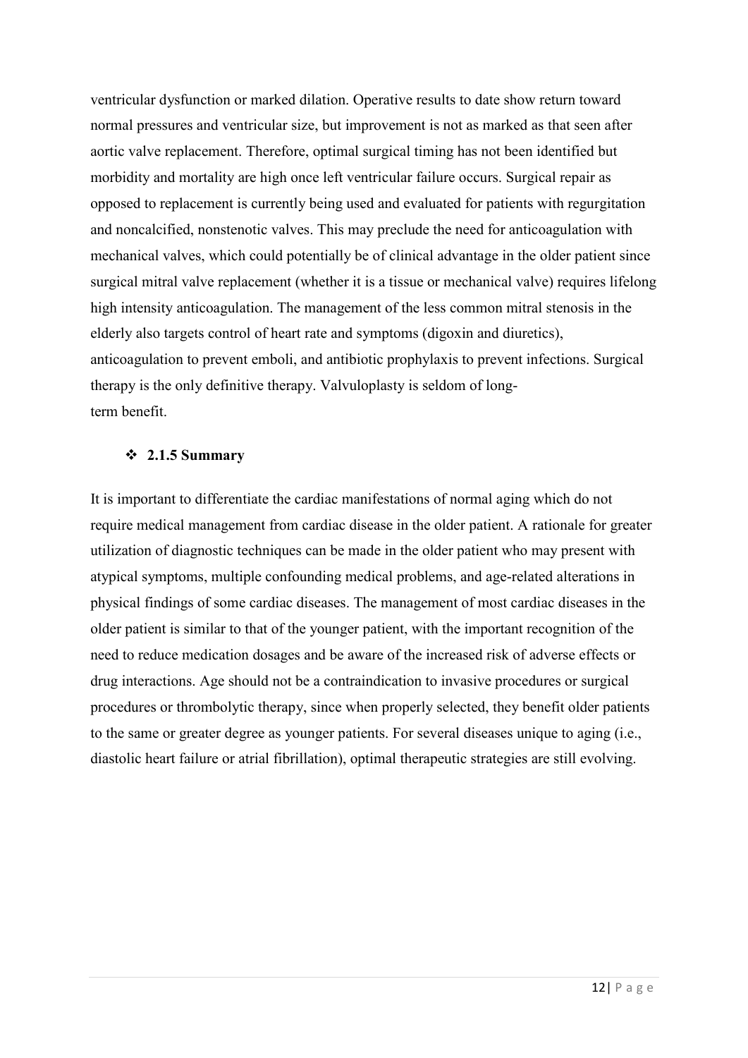ventricular dysfunction or marked dilation. Operative results to date show return toward normal pressures and ventricular size, but improvement is not as marked as that seen after aortic valve replacement. Therefore, optimal surgical timing has not been identified but morbidity and mortality are high once left ventricular failure occurs. Surgical repair as opposed to replacement is currently being used and evaluated for patients with regurgitation and noncalcified, nonstenotic valves. This may preclude the need for anticoagulation with mechanical valves, which could potentially be of clinical advantage in the older patient since surgical mitral valve replacement (whether it is a tissue or mechanical valve) requires lifelong high intensity anticoagulation. The management of the less common mitral stenosis in the elderly also targets control of heart rate and symptoms (digoxin and diuretics), anticoagulation to prevent emboli, and antibiotic prophylaxis to prevent infections. Surgical therapy is the only definitive therapy. Valvuloplasty is seldom of long-term benefit.

### ❖ 2.1.5 Summary

It is important to differentiate the cardiac manifestations of normal aging which do not require medical management from cardiac disease in the older patient. A rationale for greater utilization of diagnostic techniques can be made in the older patient who may present with atypical symptoms, multiple confounding medical problems, and age-related alterations in physical findings of some cardiac diseases. The management of most cardiac diseases in the older patient is similar to that of the younger patient, with the important recognition of the need to reduce medication dosages and be aware of the increased risk of adverse effects or drug interactions. Age should not be a contraindication to invasive procedures or surgical procedures or thrombolytic therapy, since when properly selected, they benefit older patients to the same or greater degree as younger patients. For several diseases unique to aging (i.e., diastolic heart failure or atrial fibrillation), optimal therapeutic strategies are still evolving.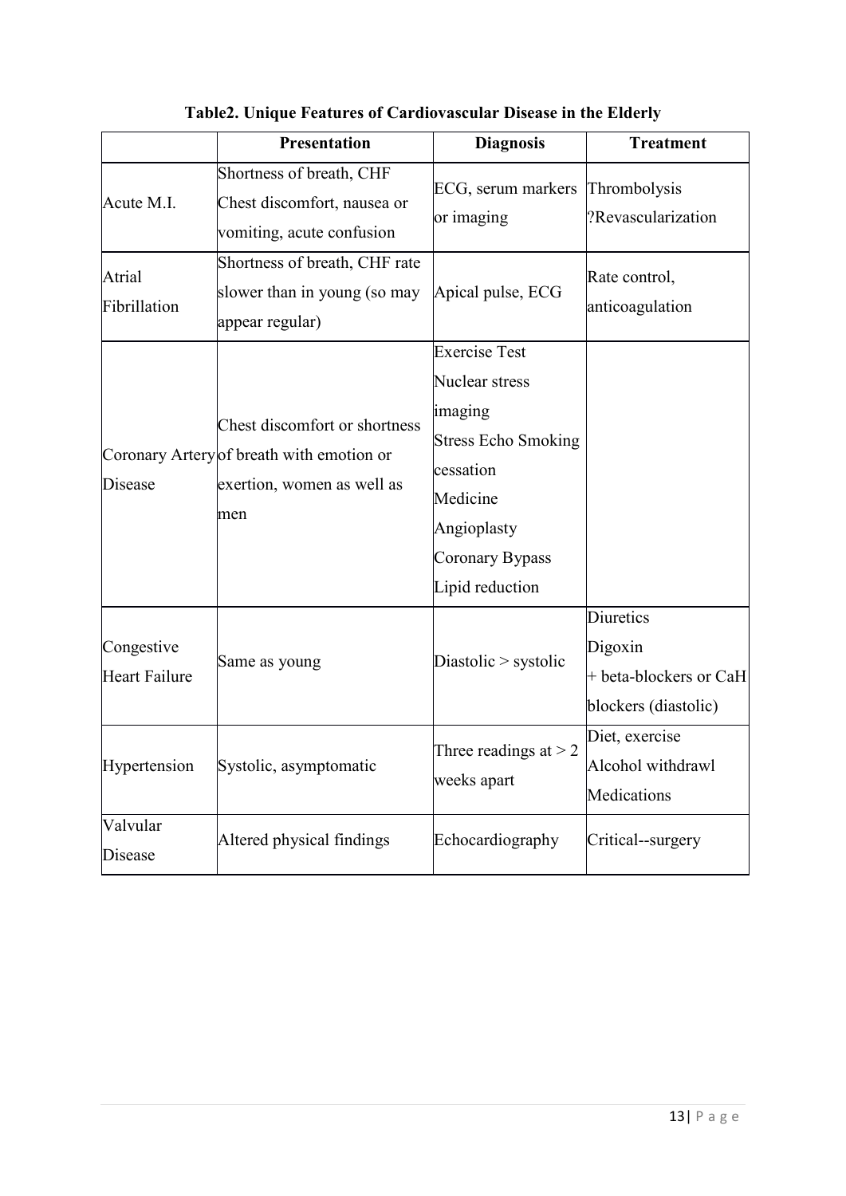**Table2. Unique Features of Cardiovascular Disease in the Elderly**

| | Presentation | Diagnosis | Treatment |
|---|---|---|---|
| Acute M.I. | Shortness of breath, CHF<br>Chest discomfort, nausea or vomiting, acute confusion | ECG, serum markers or imaging | Thrombolysis<br>?Revascularization |
| Atrial Fibrillation | Shortness of breath, CHF rate slower than in young (so may appear regular) | Apical pulse, ECG | Rate control, anticoagulation |
| Coronary Artery Disease | Chest discomfort or shortness of breath with emotion or exertion, women as well as men | Exercise Test<br>Nuclear stress imaging<br>Stress Echo Smoking cessation<br>Medicine<br>Angioplasty<br>Coronary Bypass<br>Lipid reduction | |
| Congestive Heart Failure | Same as young | Diastolic > systolic | Diuretics<br>Digoxin<br>+ beta-blockers or CaH blockers (diastolic) |
| Hypertension | Systolic, asymptomatic | Three readings at > 2 weeks apart | Diet, exercise<br>Alcohol withdrawl<br>Medications |
| Valvular Disease | Altered physical findings | Echocardiography | Critical--surgery |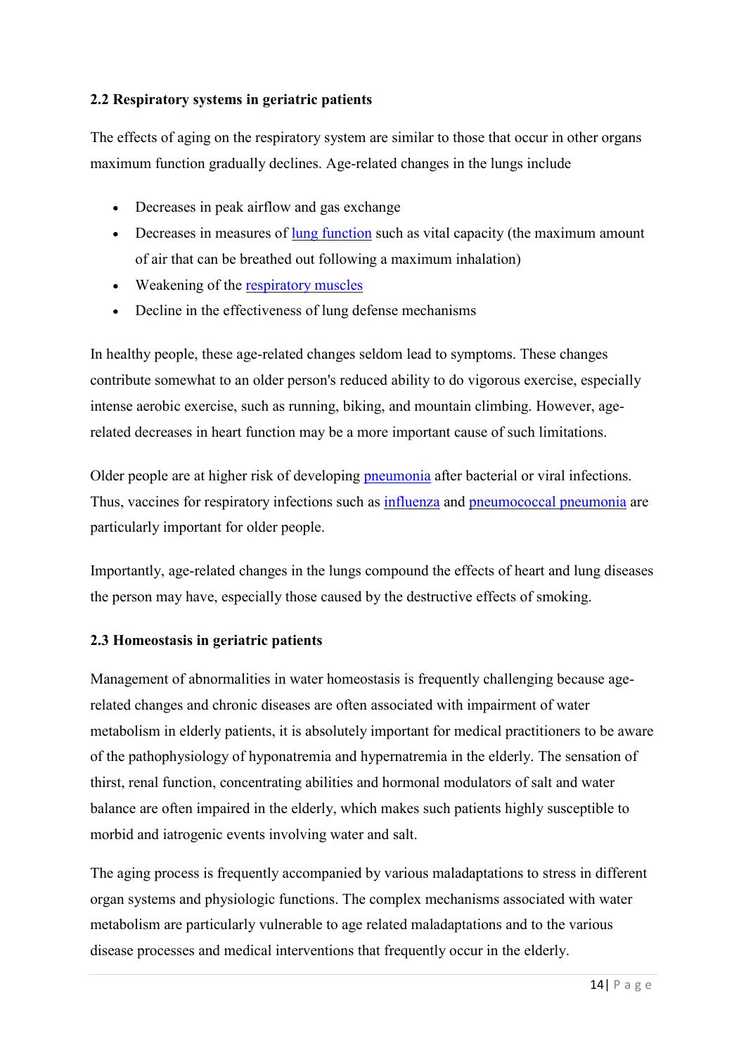### 2.2 Respiratory systems in geriatric patients

The effects of aging on the respiratory system are similar to those that occur in other organs maximum function gradually declines. Age-related changes in the lungs include

- Decreases in peak airflow and gas exchange
- Decreases in measures of lung function such as vital capacity (the maximum amount of air that can be breathed out following a maximum inhalation)
- Weakening of the respiratory muscles
- Decline in the effectiveness of lung defense mechanisms

In healthy people, these age-related changes seldom lead to symptoms. These changes contribute somewhat to an older person's reduced ability to do vigorous exercise, especially intense aerobic exercise, such as running, biking, and mountain climbing. However, age-related decreases in heart function may be a more important cause of such limitations.

Older people are at higher risk of developing pneumonia after bacterial or viral infections. Thus, vaccines for respiratory infections such as influenza and pneumococcal pneumonia are particularly important for older people.

Importantly, age-related changes in the lungs compound the effects of heart and lung diseases the person may have, especially those caused by the destructive effects of smoking.

### 2.3 Homeostasis in geriatric patients

Management of abnormalities in water homeostasis is frequently challenging because age-related changes and chronic diseases are often associated with impairment of water metabolism in elderly patients, it is absolutely important for medical practitioners to be aware of the pathophysiology of hyponatremia and hypernatremia in the elderly. The sensation of thirst, renal function, concentrating abilities and hormonal modulators of salt and water balance are often impaired in the elderly, which makes such patients highly susceptible to morbid and iatrogenic events involving water and salt.

The aging process is frequently accompanied by various maladaptations to stress in different organ systems and physiologic functions. The complex mechanisms associated with water metabolism are particularly vulnerable to age related maladaptations and to the various disease processes and medical interventions that frequently occur in the elderly.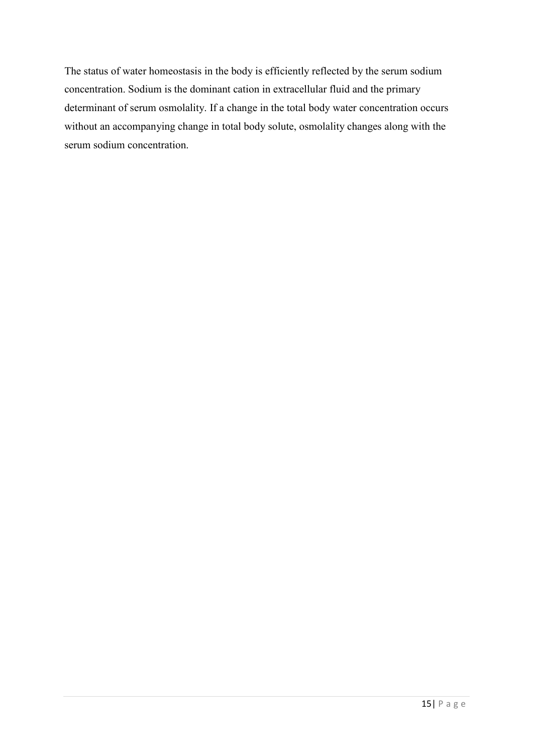The status of water homeostasis in the body is efficiently reflected by the serum sodium concentration. Sodium is the dominant cation in extracellular fluid and the primary determinant of serum osmolality. If a change in the total body water concentration occurs without an accompanying change in total body solute, osmolality changes along with the serum sodium concentration.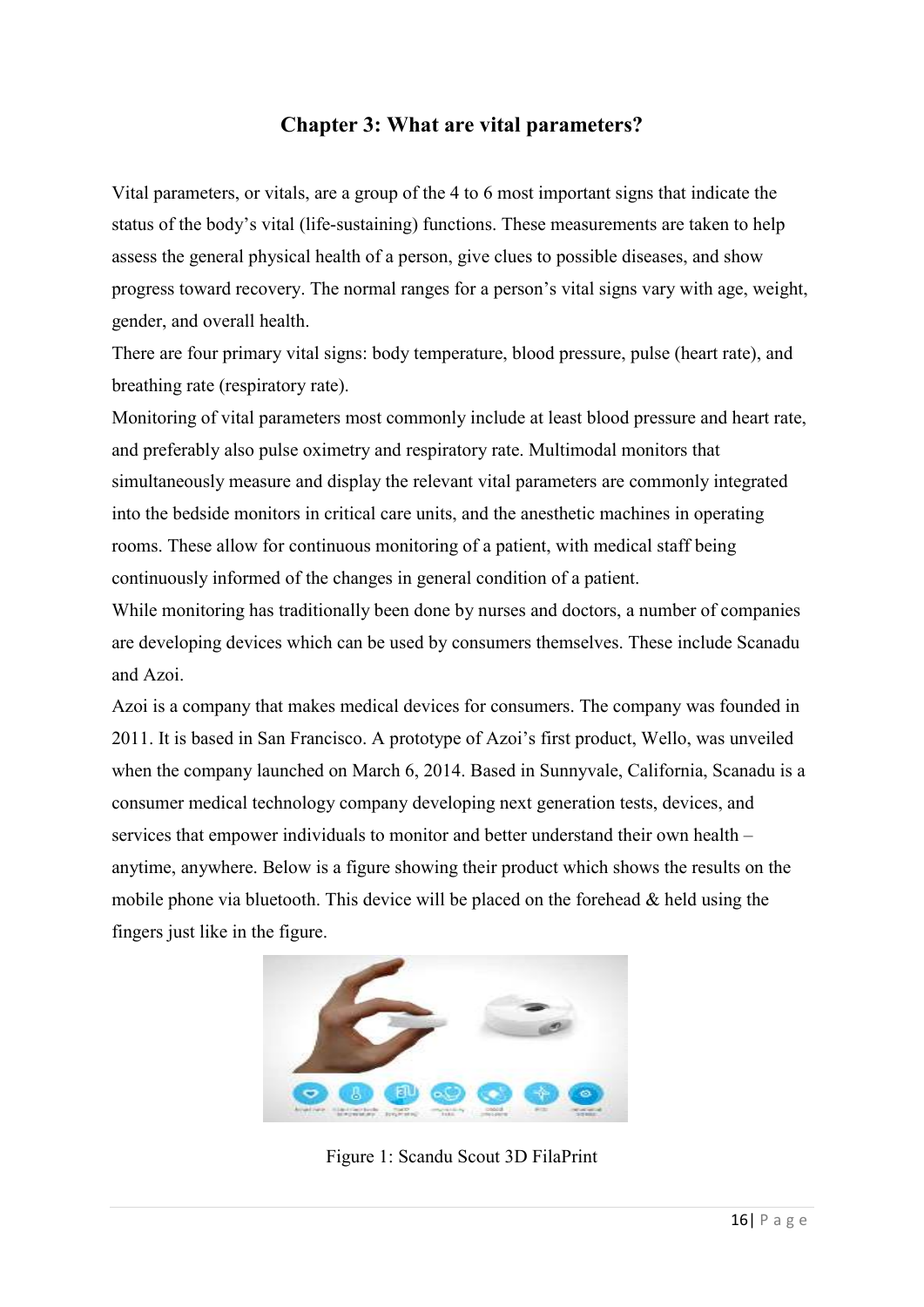## Chapter 3: What are vital parameters?

Vital parameters, or vitals, are a group of the 4 to 6 most important signs that indicate the status of the body's vital (life-sustaining) functions. These measurements are taken to help assess the general physical health of a person, give clues to possible diseases, and show progress toward recovery. The normal ranges for a person's vital signs vary with age, weight, gender, and overall health.

There are four primary vital signs: body temperature, blood pressure, pulse (heart rate), and breathing rate (respiratory rate).

Monitoring of vital parameters most commonly include at least blood pressure and heart rate, and preferably also pulse oximetry and respiratory rate. Multimodal monitors that simultaneously measure and display the relevant vital parameters are commonly integrated into the bedside monitors in critical care units, and the anesthetic machines in operating rooms. These allow for continuous monitoring of a patient, with medical staff being continuously informed of the changes in general condition of a patient.

While monitoring has traditionally been done by nurses and doctors, a number of companies are developing devices which can be used by consumers themselves. These include Scanadu and Azoi.

Azoi is a company that makes medical devices for consumers. The company was founded in 2011. It is based in San Francisco. A prototype of Azoi's first product, Wello, was unveiled when the company launched on March 6, 2014. Based in Sunnyvale, California, Scanadu is a consumer medical technology company developing next generation tests, devices, and services that empower individuals to monitor and better understand their own health – anytime, anywhere. Below is a figure showing their product which shows the results on the mobile phone via bluetooth. This device will be placed on the forehead & held using the fingers just like in the figure.

Figure 1: Scandu Scout 3D FilaPrint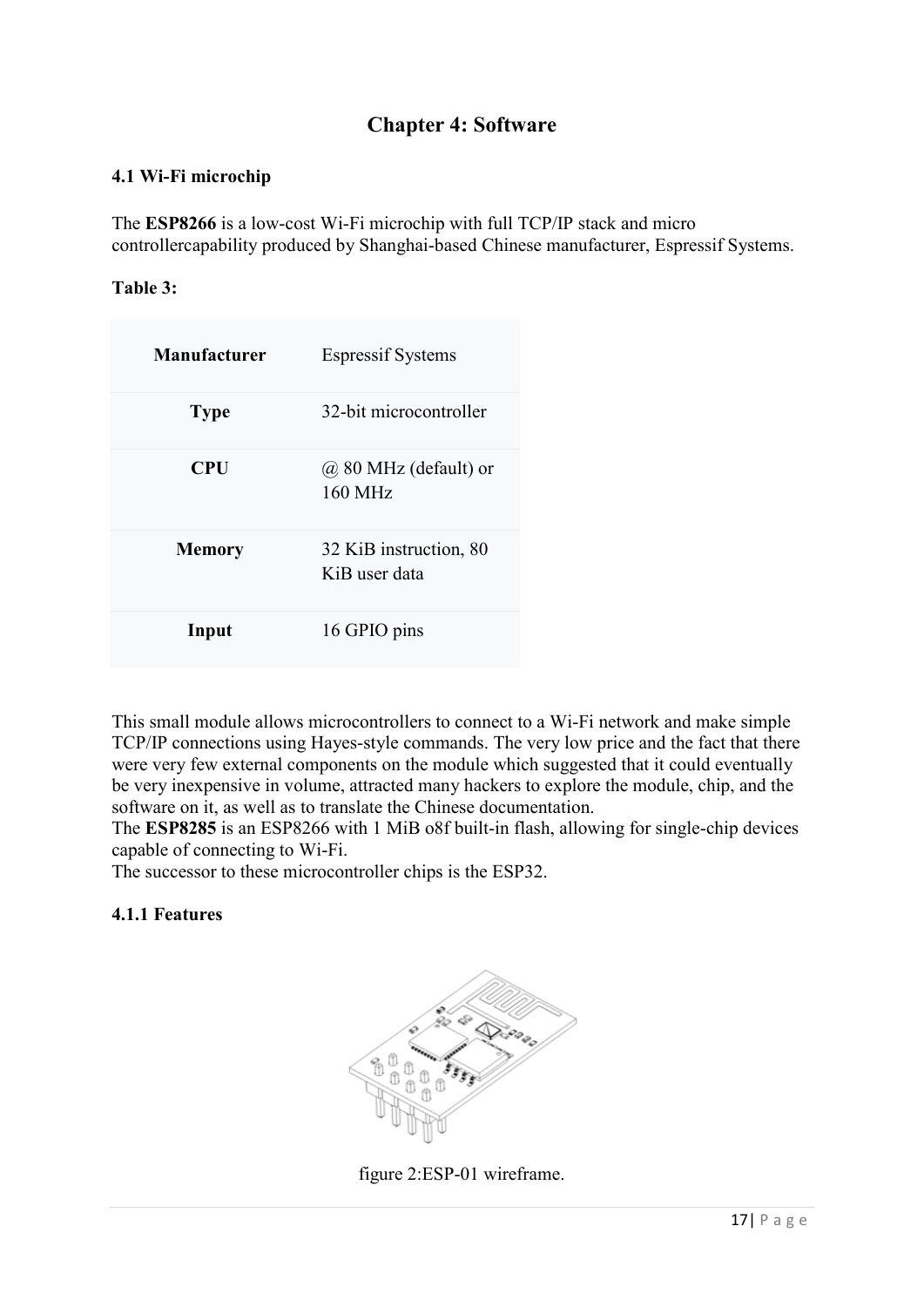# Chapter 4: Software

## 4.1 Wi-Fi microchip

The **ESP8266** is a low-cost Wi-Fi microchip with full TCP/IP stack and micro controllercapability produced by Shanghai-based Chinese manufacturer, Espressif Systems.

**Table 3:**

| **Manufacturer** | Espressif Systems |
|---|---|
| **Type** | 32-bit microcontroller |
| **CPU** | @ 80 MHz (default) or 160 MHz |
| **Memory** | 32 KiB instruction, 80 KiB user data |
| **Input** | 16 GPIO pins |

This small module allows microcontrollers to connect to a Wi-Fi network and make simple TCP/IP connections using Hayes-style commands. The very low price and the fact that there were very few external components on the module which suggested that it could eventually be very inexpensive in volume, attracted many hackers to explore the module, chip, and the software on it, as well as to translate the Chinese documentation.
The **ESP8285** is an ESP8266 with 1 MiB o8f built-in flash, allowing for single-chip devices capable of connecting to Wi-Fi.
The successor to these microcontroller chips is the ESP32.

### 4.1.1 Features

figure 2:ESP-01 wireframe.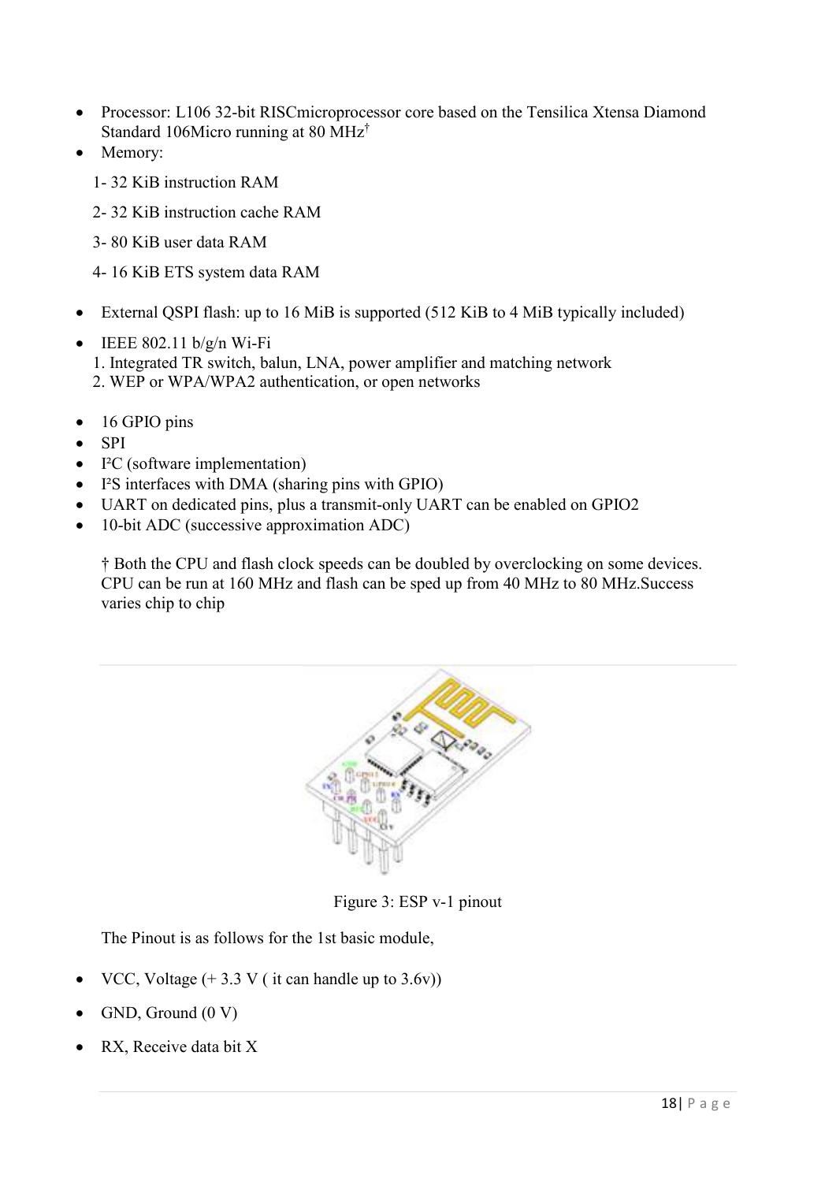- Processor: L106 32-bit RISCmicroprocessor core based on the Tensilica Xtensa Diamond Standard 106Micro running at 80 MHz†
- Memory:

  1- 32 KiB instruction RAM

  2- 32 KiB instruction cache RAM

  3- 80 KiB user data RAM

  4- 16 KiB ETS system data RAM

- External QSPI flash: up to 16 MiB is supported (512 KiB to 4 MiB typically included)
- IEEE 802.11 b/g/n Wi-Fi
  1. Integrated TR switch, balun, LNA, power amplifier and matching network
  2. WEP or WPA/WPA2 authentication, or open networks

- 16 GPIO pins
- SPI
- I²C (software implementation)
- I²S interfaces with DMA (sharing pins with GPIO)
- UART on dedicated pins, plus a transmit-only UART can be enabled on GPIO2
- 10-bit ADC (successive approximation ADC)

  † Both the CPU and flash clock speeds can be doubled by overclocking on some devices. CPU can be run at 160 MHz and flash can be sped up from 40 MHz to 80 MHz.Success varies chip to chip

Figure 3: ESP v-1 pinout

The Pinout is as follows for the 1st basic module,

- VCC, Voltage (+ 3.3 V ( it can handle up to 3.6v))
- GND, Ground (0 V)
- RX, Receive data bit X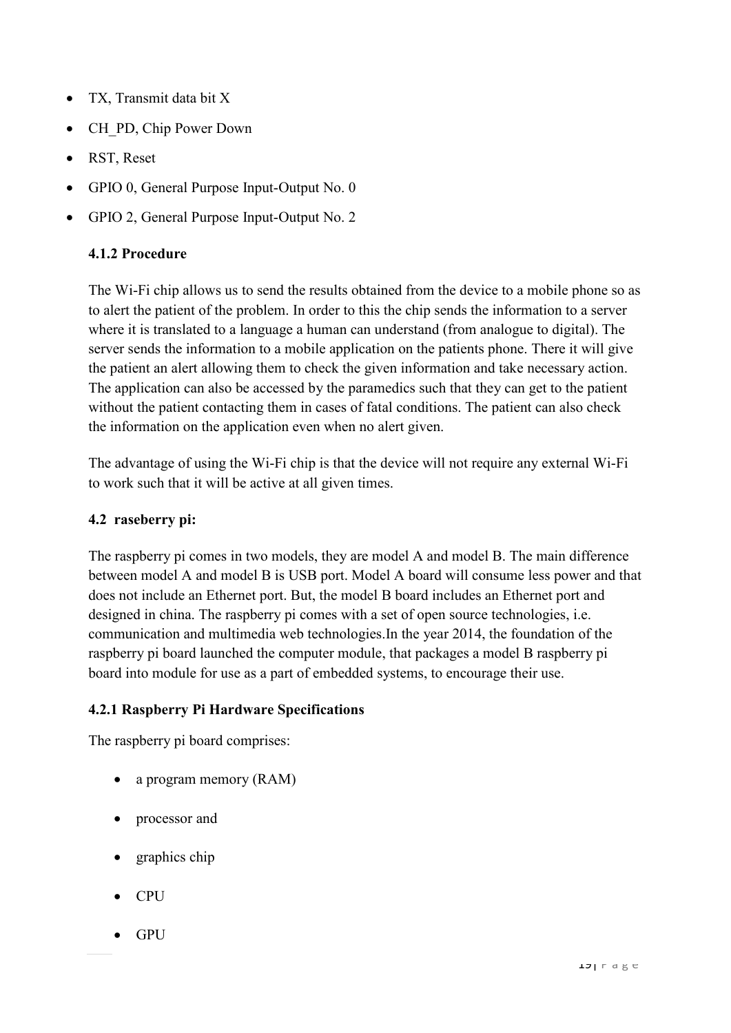- TX, Transmit data bit X
- CH_PD, Chip Power Down
- RST, Reset
- GPIO 0, General Purpose Input-Output No. 0
- GPIO 2, General Purpose Input-Output No. 2

### 4.1.2 Procedure

The Wi-Fi chip allows us to send the results obtained from the device to a mobile phone so as to alert the patient of the problem. In order to this the chip sends the information to a server where it is translated to a language a human can understand (from analogue to digital). The server sends the information to a mobile application on the patients phone. There it will give the patient an alert allowing them to check the given information and take necessary action. The application can also be accessed by the paramedics such that they can get to the patient without the patient contacting them in cases of fatal conditions. The patient can also check the information on the application even when no alert given.

The advantage of using the Wi-Fi chip is that the device will not require any external Wi-Fi to work such that it will be active at all given times.

### 4.2 raseberry pi:

The raspberry pi comes in two models, they are model A and model B. The main difference between model A and model B is USB port. Model A board will consume less power and that does not include an Ethernet port. But, the model B board includes an Ethernet port and designed in china. The raspberry pi comes with a set of open source technologies, i.e. communication and multimedia web technologies.In the year 2014, the foundation of the raspberry pi board launched the computer module, that packages a model B raspberry pi board into module for use as a part of embedded systems, to encourage their use.

### 4.2.1 Raspberry Pi Hardware Specifications

The raspberry pi board comprises:

- a program memory (RAM)
- processor and
- graphics chip
- CPU
- GPU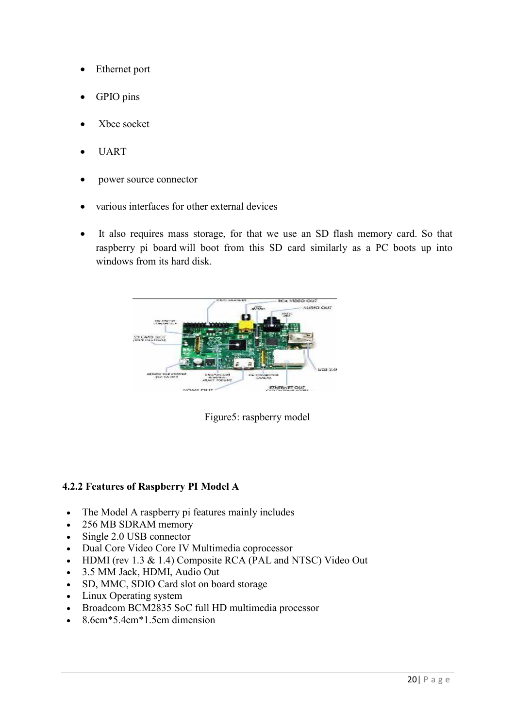- Ethernet port
- GPIO pins
- Xbee socket
- UART
- power source connector
- various interfaces for other external devices
- It also requires mass storage, for that we use an SD flash memory card. So that raspberry pi board will boot from this SD card similarly as a PC boots up into windows from its hard disk.

Figure5: raspberry model

#### 4.2.2 Features of Raspberry PI Model A

- The Model A raspberry pi features mainly includes
- 256 MB SDRAM memory
- Single 2.0 USB connector
- Dual Core Video Core IV Multimedia coprocessor
- HDMI (rev 1.3 & 1.4) Composite RCA (PAL and NTSC) Video Out
- 3.5 MM Jack, HDMI, Audio Out
- SD, MMC, SDIO Card slot on board storage
- Linux Operating system
- Broadcom BCM2835 SoC full HD multimedia processor
- 8.6cm*5.4cm*1.5cm dimension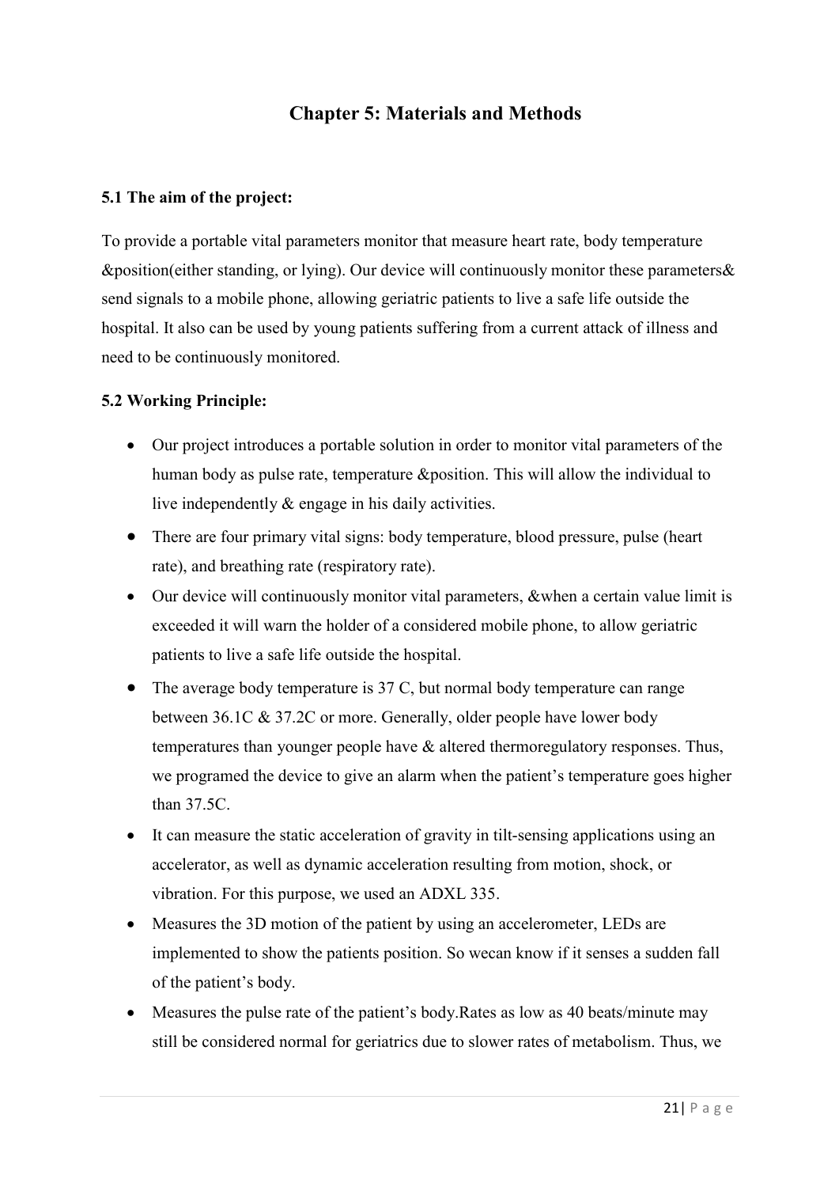# Chapter 5: Materials and Methods

### 5.1 The aim of the project:

To provide a portable vital parameters monitor that measure heart rate, body temperature &position(either standing, or lying). Our device will continuously monitor these parameters& send signals to a mobile phone, allowing geriatric patients to live a safe life outside the hospital. It also can be used by young patients suffering from a current attack of illness and need to be continuously monitored.

### 5.2 Working Principle:

- Our project introduces a portable solution in order to monitor vital parameters of the human body as pulse rate, temperature &position. This will allow the individual to live independently & engage in his daily activities.
- There are four primary vital signs: body temperature, blood pressure, pulse (heart rate), and breathing rate (respiratory rate).
- Our device will continuously monitor vital parameters, &when a certain value limit is exceeded it will warn the holder of a considered mobile phone, to allow geriatric patients to live a safe life outside the hospital.
- The average body temperature is 37 C, but normal body temperature can range between 36.1C & 37.2C or more. Generally, older people have lower body temperatures than younger people have & altered thermoregulatory responses. Thus, we programed the device to give an alarm when the patient's temperature goes higher than 37.5C.
- It can measure the static acceleration of gravity in tilt-sensing applications using an accelerator, as well as dynamic acceleration resulting from motion, shock, or vibration. For this purpose, we used an ADXL 335.
- Measures the 3D motion of the patient by using an accelerometer, LEDs are implemented to show the patients position. So wecan know if it senses a sudden fall of the patient's body.
- Measures the pulse rate of the patient's body.Rates as low as 40 beats/minute may still be considered normal for geriatrics due to slower rates of metabolism. Thus, we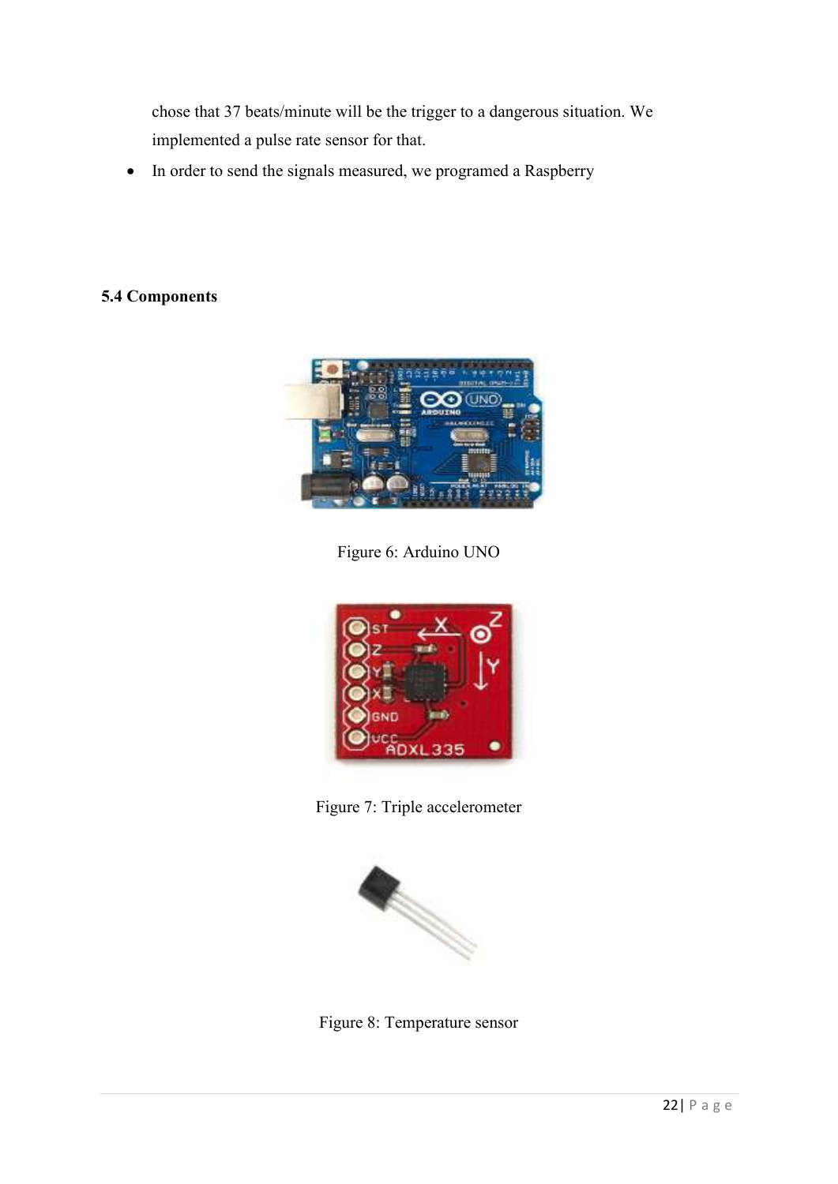chose that 37 beats/minute will be the trigger to a dangerous situation. We implemented a pulse rate sensor for that.

- In order to send the signals measured, we programed a Raspberry

### 5.4 Components

Figure 6: Arduino UNO

Figure 7: Triple accelerometer

Figure 8: Temperature sensor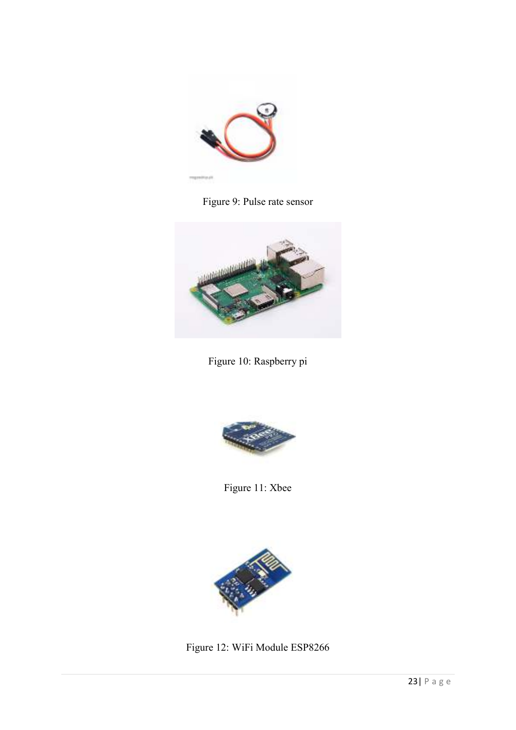Figure 9: Pulse rate sensor

Figure 10: Raspberry pi

Figure 11: Xbee

Figure 12: WiFi Module ESP8266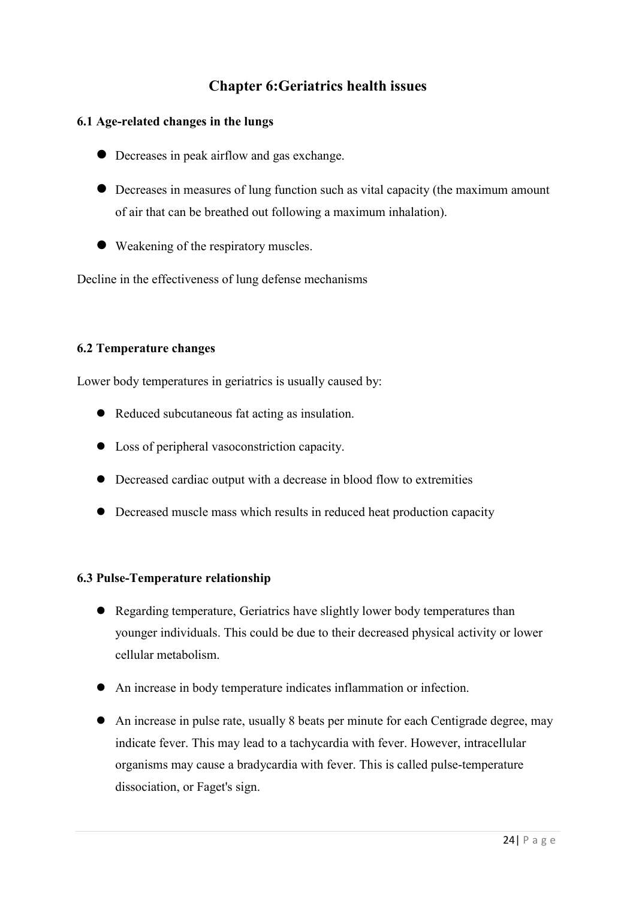# Chapter 6:Geriatrics health issues

### 6.1 Age-related changes in the lungs

- Decreases in peak airflow and gas exchange.
- Decreases in measures of lung function such as vital capacity (the maximum amount of air that can be breathed out following a maximum inhalation).
- Weakening of the respiratory muscles.

Decline in the effectiveness of lung defense mechanisms

### 6.2 Temperature changes

Lower body temperatures in geriatrics is usually caused by:

- Reduced subcutaneous fat acting as insulation.
- Loss of peripheral vasoconstriction capacity.
- Decreased cardiac output with a decrease in blood flow to extremities
- Decreased muscle mass which results in reduced heat production capacity

### 6.3 Pulse-Temperature relationship

- Regarding temperature, Geriatrics have slightly lower body temperatures than younger individuals. This could be due to their decreased physical activity or lower cellular metabolism.
- An increase in body temperature indicates inflammation or infection.
- An increase in pulse rate, usually 8 beats per minute for each Centigrade degree, may indicate fever. This may lead to a tachycardia with fever. However, intracellular organisms may cause a bradycardia with fever. This is called pulse-temperature dissociation, or Faget's sign.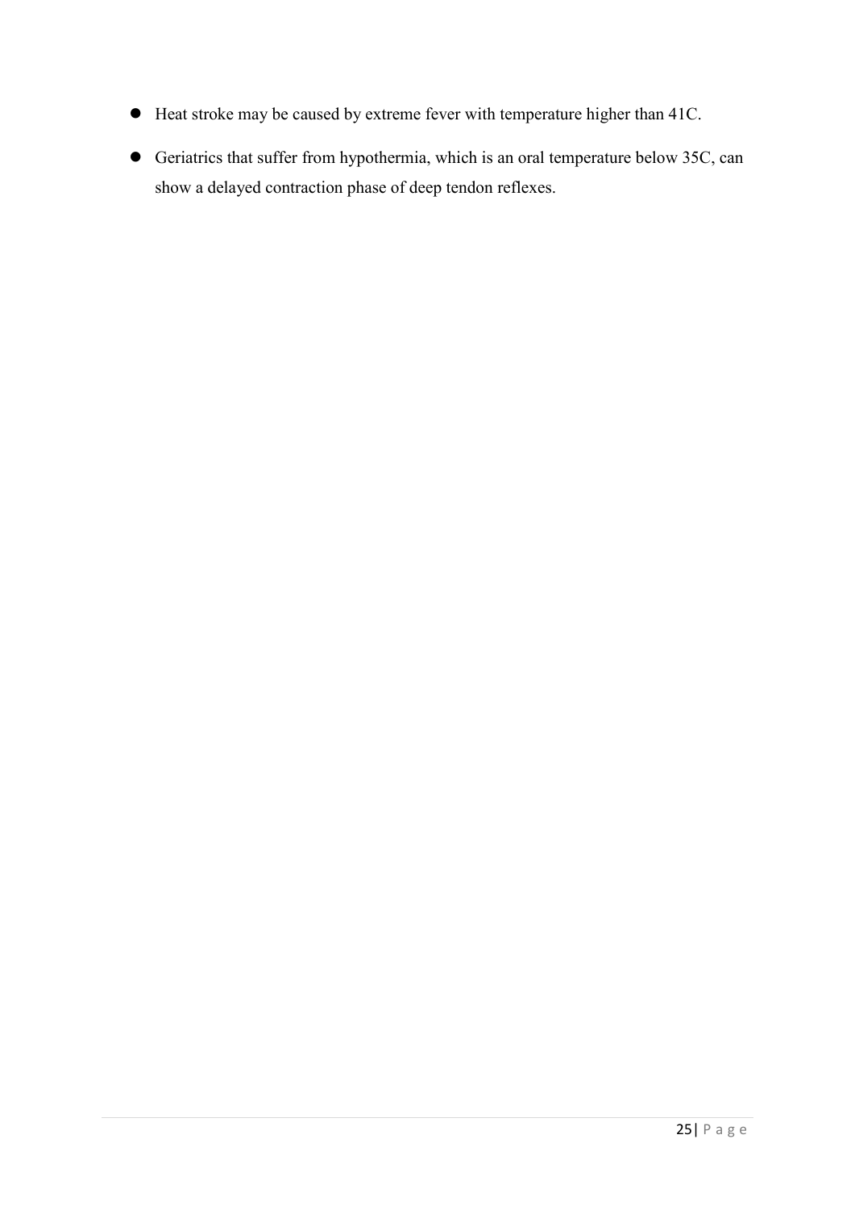- Heat stroke may be caused by extreme fever with temperature higher than 41C.
- Geriatrics that suffer from hypothermia, which is an oral temperature below 35C, can show a delayed contraction phase of deep tendon reflexes.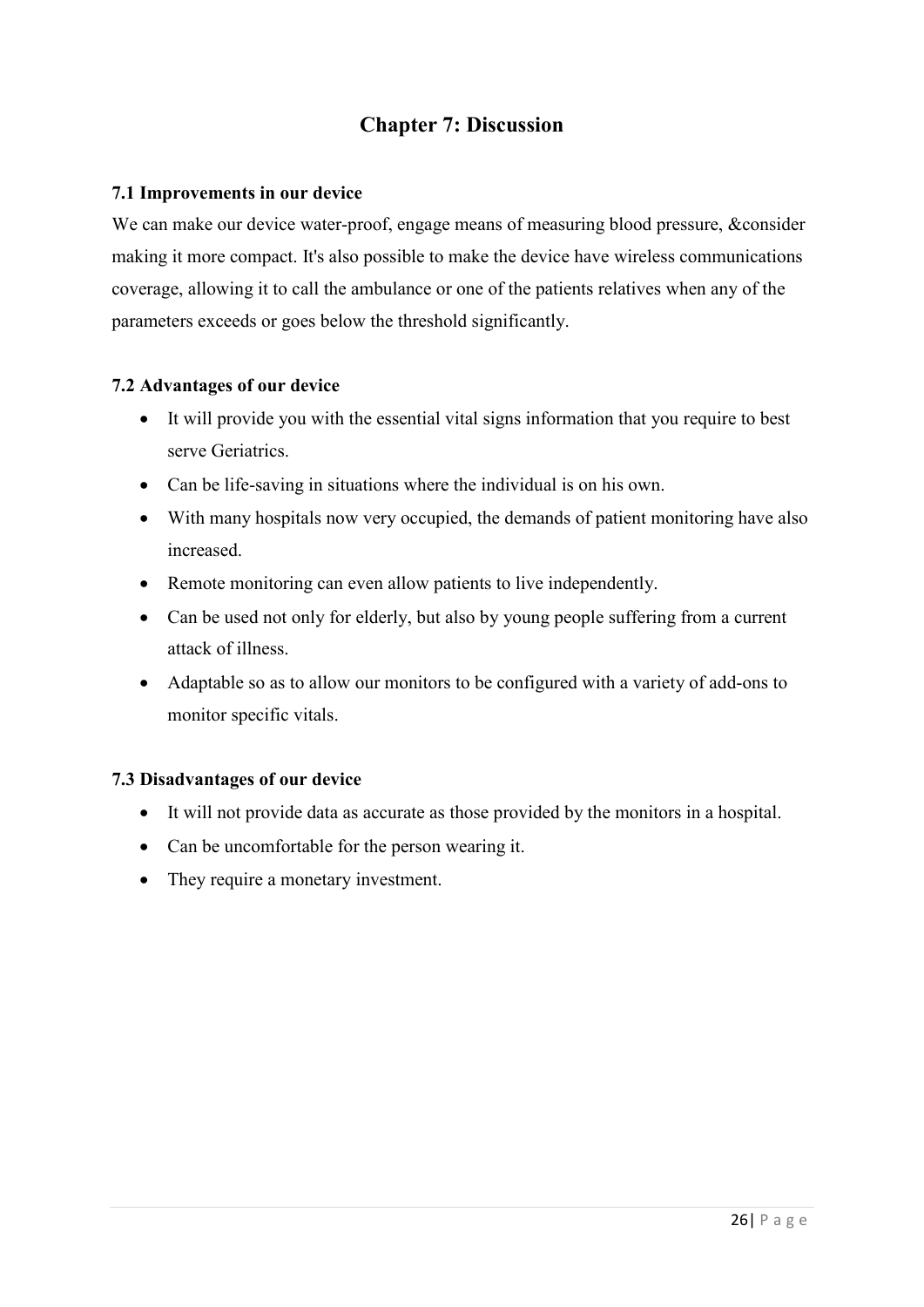# Chapter 7: Discussion

### 7.1 Improvements in our device

We can make our device water-proof, engage means of measuring blood pressure, &consider making it more compact. It's also possible to make the device have wireless communications coverage, allowing it to call the ambulance or one of the patients relatives when any of the parameters exceeds or goes below the threshold significantly.

### 7.2 Advantages of our device

- It will provide you with the essential vital signs information that you require to best serve Geriatrics.
- Can be life-saving in situations where the individual is on his own.
- With many hospitals now very occupied, the demands of patient monitoring have also increased.
- Remote monitoring can even allow patients to live independently.
- Can be used not only for elderly, but also by young people suffering from a current attack of illness.
- Adaptable so as to allow our monitors to be configured with a variety of add-ons to monitor specific vitals.

### 7.3 Disadvantages of our device

- It will not provide data as accurate as those provided by the monitors in a hospital.
- Can be uncomfortable for the person wearing it.
- They require a monetary investment.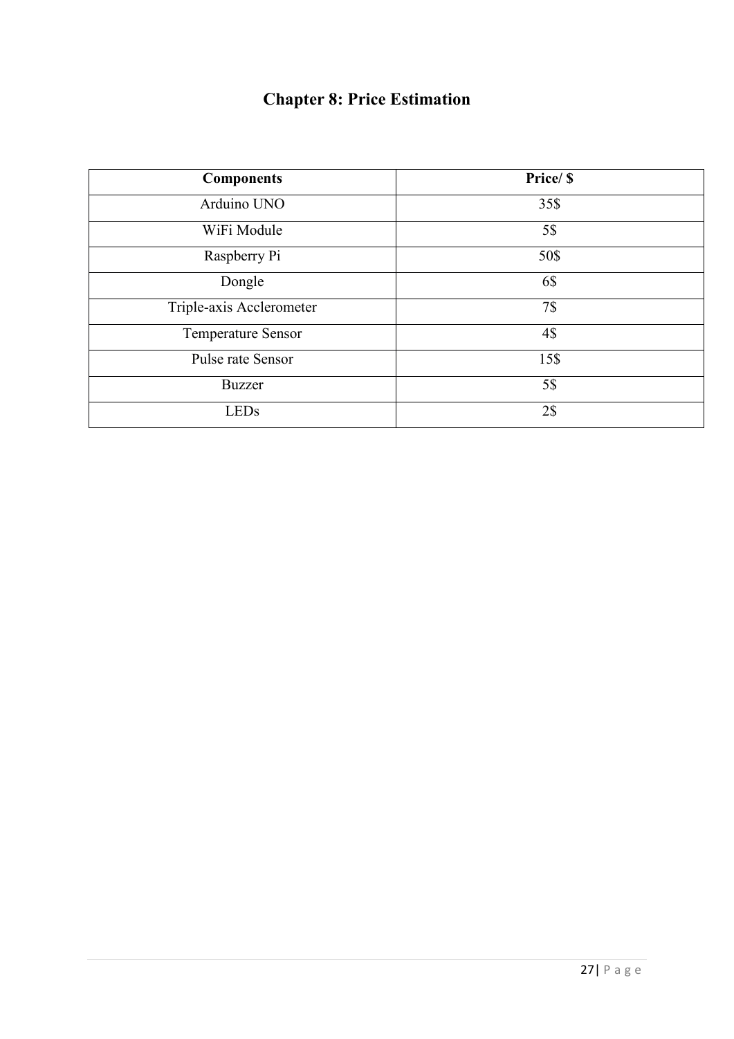# Chapter 8: Price Estimation

| **Components** | **Price/ $** |
|---|---|
| Arduino UNO | 35$ |
| WiFi Module | 5$ |
| Raspberry Pi | 50$ |
| Dongle | 6$ |
| Triple-axis Acclerometer | 7$ |
| Temperature Sensor | 4$ |
| Pulse rate Sensor | 15$ |
| Buzzer | 5$ |
| LEDs | 2$ |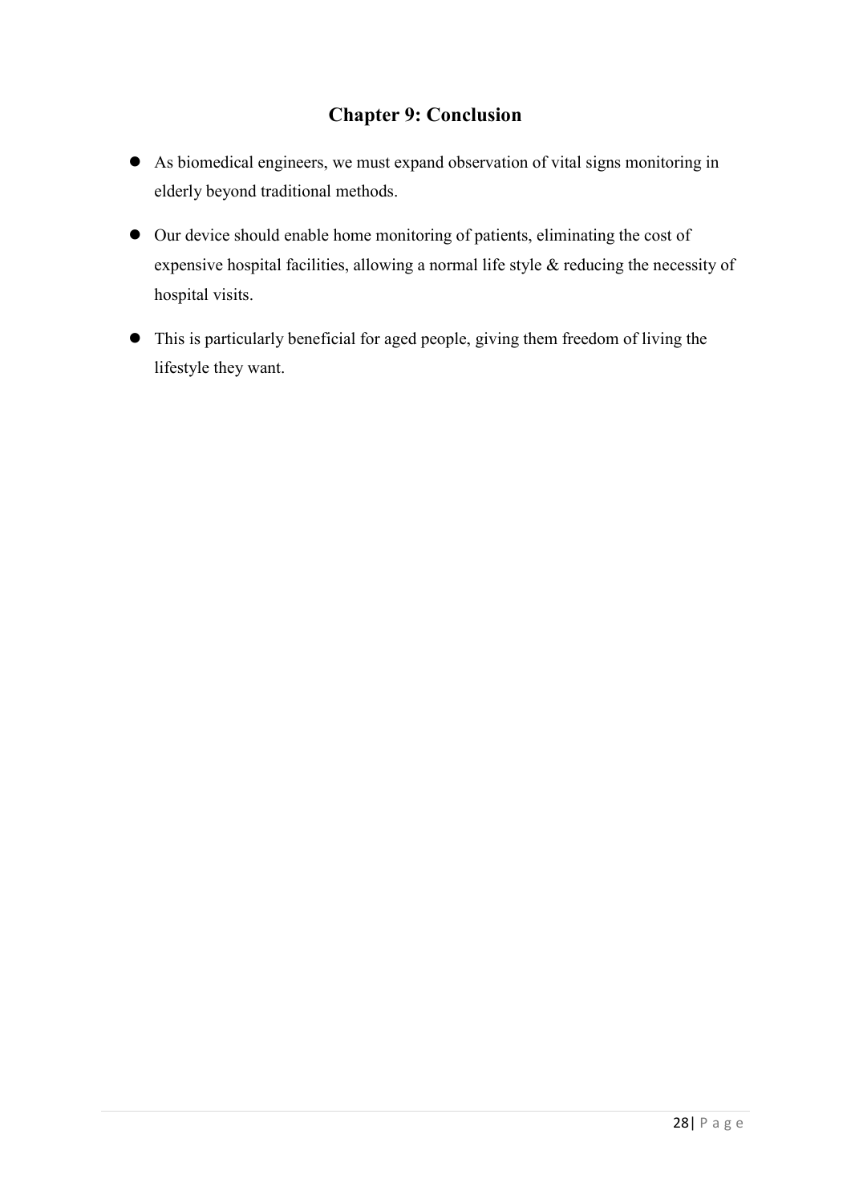## Chapter 9: Conclusion

- As biomedical engineers, we must expand observation of vital signs monitoring in elderly beyond traditional methods.
- Our device should enable home monitoring of patients, eliminating the cost of expensive hospital facilities, allowing a normal life style & reducing the necessity of hospital visits.
- This is particularly beneficial for aged people, giving them freedom of living the lifestyle they want.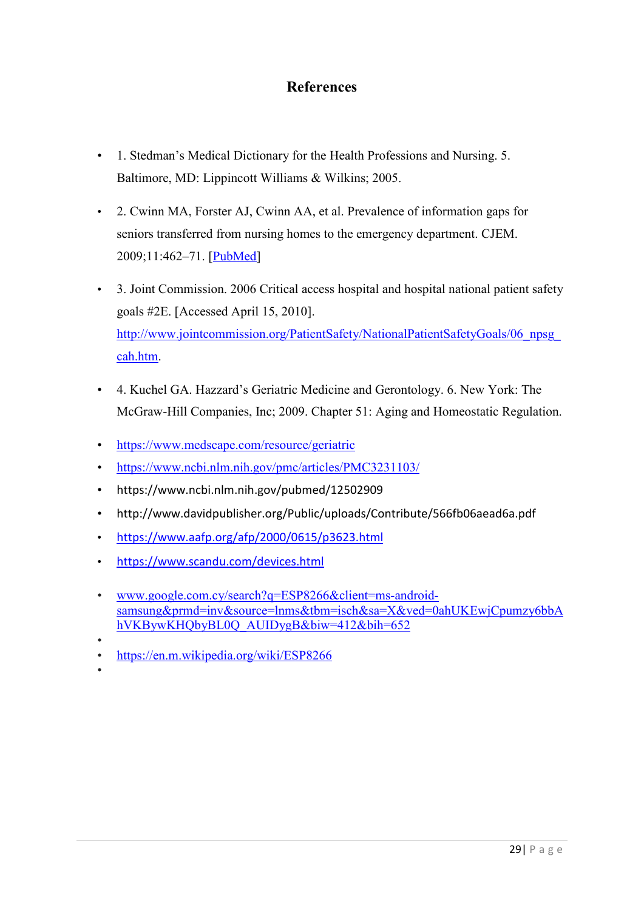# References

- 1. Stedman's Medical Dictionary for the Health Professions and Nursing. 5. Baltimore, MD: Lippincott Williams & Wilkins; 2005.
- 2. Cwinn MA, Forster AJ, Cwinn AA, et al. Prevalence of information gaps for seniors transferred from nursing homes to the emergency department. CJEM. 2009;11:462–71. [PubMed]
- 3. Joint Commission. 2006 Critical access hospital and hospital national patient safety goals #2E. [Accessed April 15, 2010]. http://www.jointcommission.org/PatientSafety/NationalPatientSafetyGoals/06_npsg_cah.htm.
- 4. Kuchel GA. Hazzard's Geriatric Medicine and Gerontology. 6. New York: The McGraw-Hill Companies, Inc; 2009. Chapter 51: Aging and Homeostatic Regulation.
- https://www.medscape.com/resource/geriatric
- https://www.ncbi.nlm.nih.gov/pmc/articles/PMC3231103/
- https://www.ncbi.nlm.nih.gov/pubmed/12502909
- http://www.davidpublisher.org/Public/uploads/Contribute/566fb06aead6a.pdf
- https://www.aafp.org/afp/2000/0615/p3623.html
- https://www.scandu.com/devices.html
- www.google.com.cy/search?q=ESP8266&client=ms-android-samsung&prmd=inv&source=lnms&tbm=isch&sa=X&ved=0ahUKEwjCpumzy6bbAhVKBywKHQbyBL0Q_AUIDygB&biw=412&bih=652
- https://en.m.wikipedia.org/wiki/ESP8266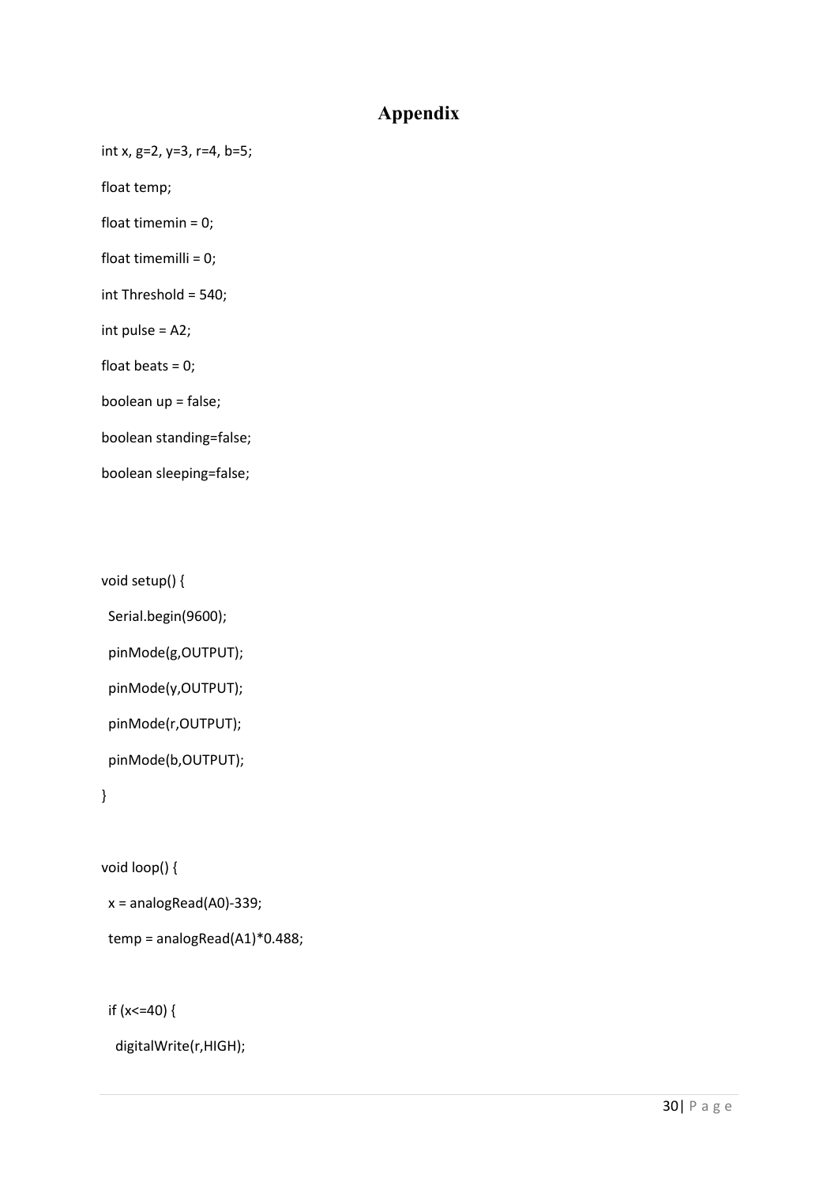# Appendix

```
int x, g=2, y=3, r=4, b=5;

float temp;

float timemin = 0;

float timemilli = 0;

int Threshold = 540;

int pulse = A2;

float beats = 0;

boolean up = false;

boolean standing=false;

boolean sleeping=false;



void setup() {

  Serial.begin(9600);

  pinMode(g,OUTPUT);

  pinMode(y,OUTPUT);

  pinMode(r,OUTPUT);

  pinMode(b,OUTPUT);

}


void loop() {

  x = analogRead(A0)-339;

  temp = analogRead(A1)*0.488;


  if (x<=40) {

    digitalWrite(r,HIGH);
```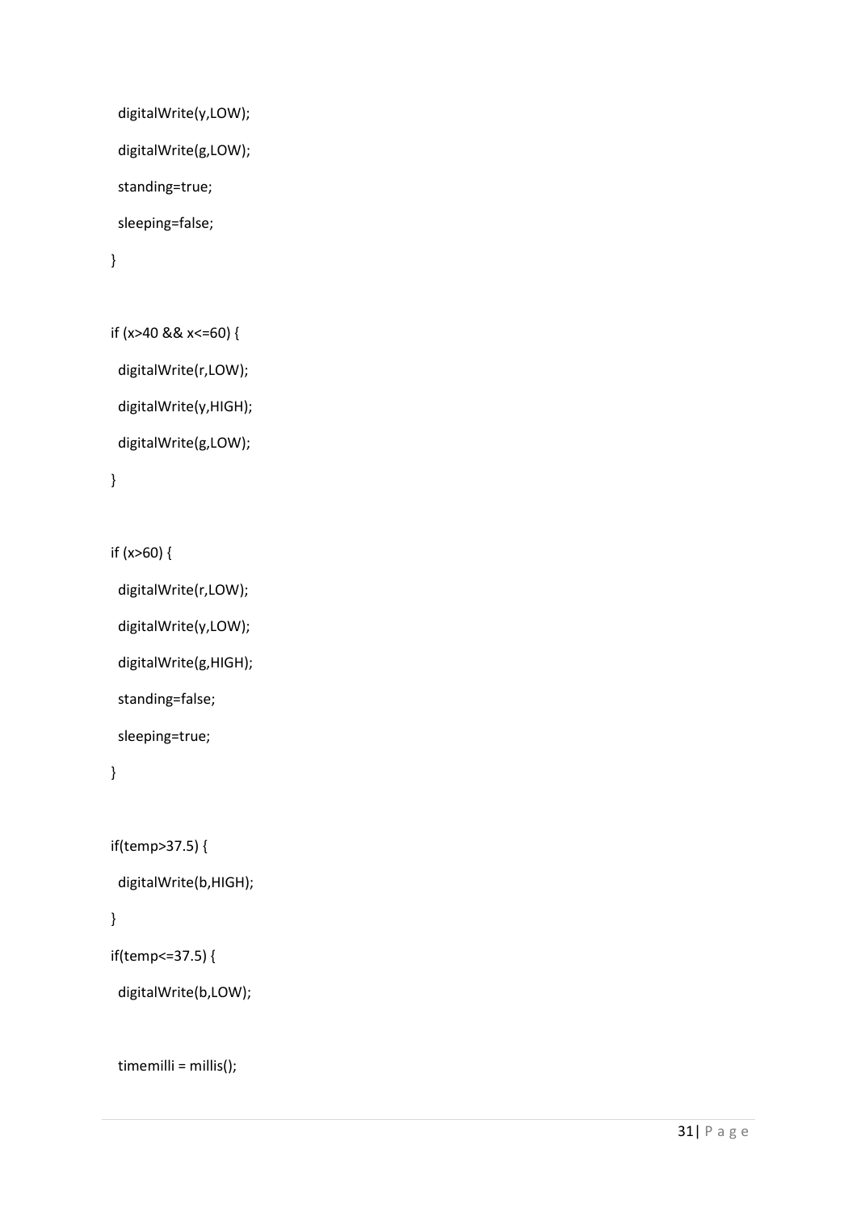```
  digitalWrite(y,LOW);
  digitalWrite(g,LOW);
  standing=true;
  sleeping=false;
}

if (x>40 && x<=60) {
  digitalWrite(r,LOW);
  digitalWrite(y,HIGH);
  digitalWrite(g,LOW);
}

if (x>60) {
  digitalWrite(r,LOW);
  digitalWrite(y,LOW);
  digitalWrite(g,HIGH);
  standing=false;
  sleeping=true;
}

if(temp>37.5) {
  digitalWrite(b,HIGH);
}
if(temp<=37.5) {
  digitalWrite(b,LOW);

  timemilli = millis();
```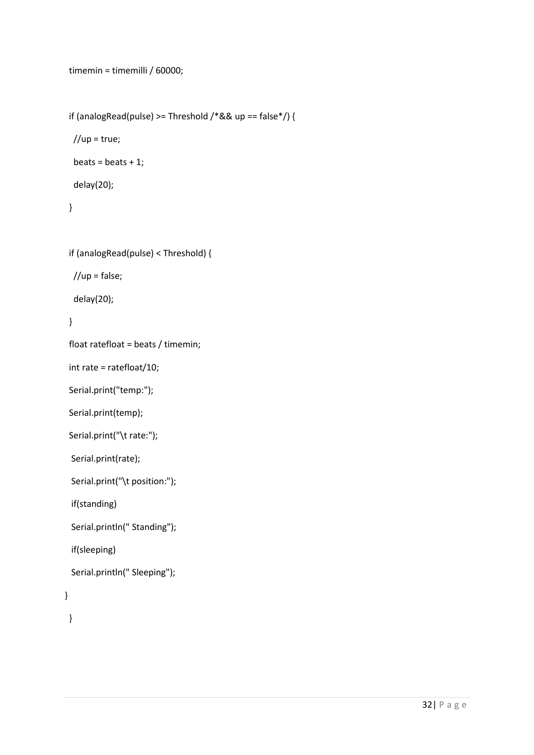```
  timemin = timemilli / 60000;

  if (analogRead(pulse) >= Threshold /*&& up == false*/) {
    //up = true;
    beats = beats + 1;
    delay(20);
  }

  if (analogRead(pulse) < Threshold) {
    //up = false;
    delay(20);
  }
  float ratefloat = beats / timemin;
  int rate = ratefloat/10;
  Serial.print("temp:");
  Serial.print(temp);
  Serial.print("\t rate:");
   Serial.print(rate);
   Serial.print("\t position:");
   if(standing)
   Serial.println(" Standing");
   if(sleeping)
   Serial.println(" Sleeping");
}
  }
```